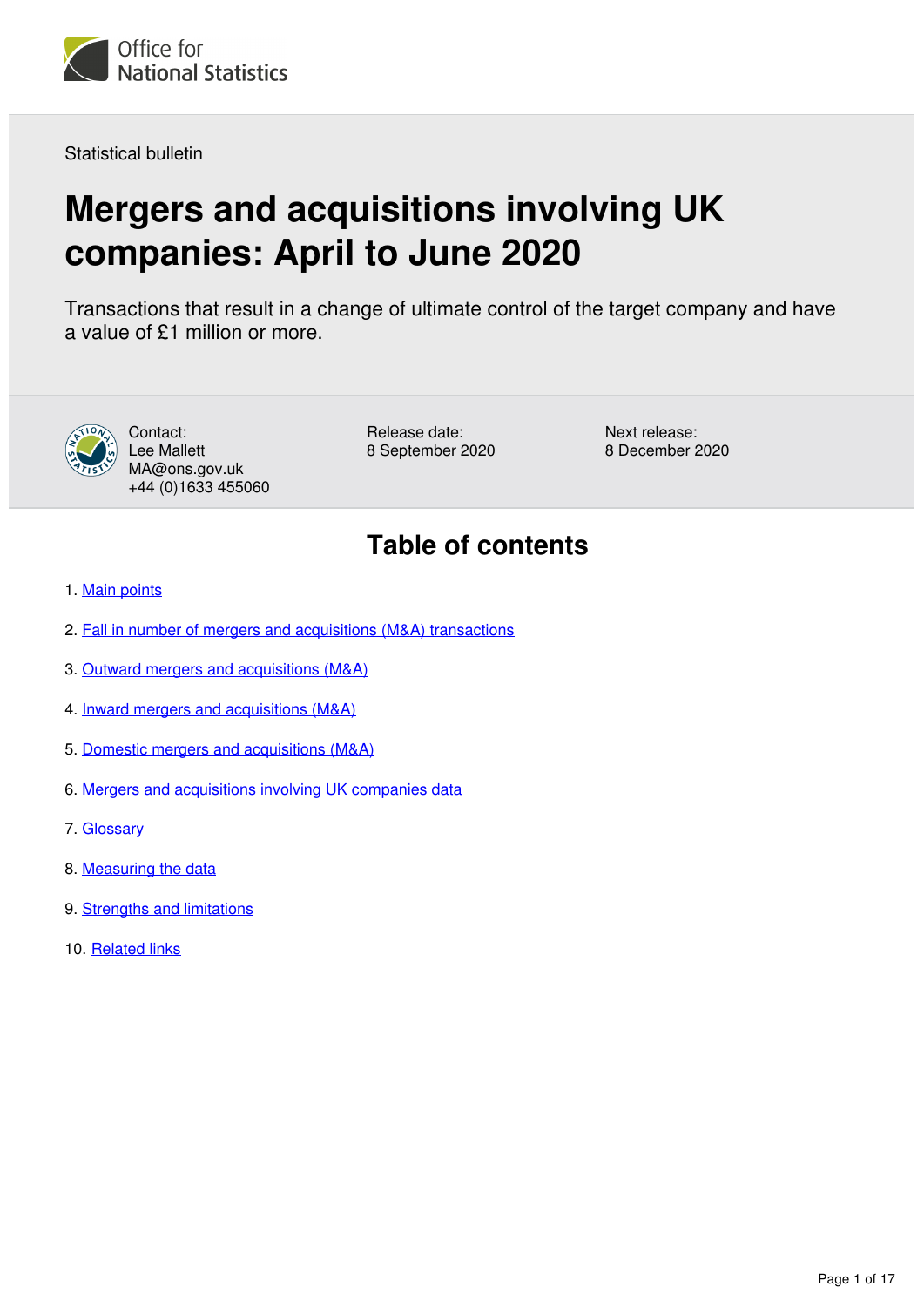Office for National Statistics

Statistical bulletin

# Mergers and acquisitions involving UK companies: April to June 2020

Transactions that result in a change of ultimate control of the target company and have a value of £1 million or more.

Contact:
Lee Mallett
MA@ons.gov.uk
+44 (0)1633 455060

Release date:
8 September 2020

Next release:
8 December 2020

## Table of contents

1. Main points
2. Fall in number of mergers and acquisitions (M&A) transactions
3. Outward mergers and acquisitions (M&A)
4. Inward mergers and acquisitions (M&A)
5. Domestic mergers and acquisitions (M&A)
6. Mergers and acquisitions involving UK companies data
7. Glossary
8. Measuring the data
9. Strengths and limitations
10. Related links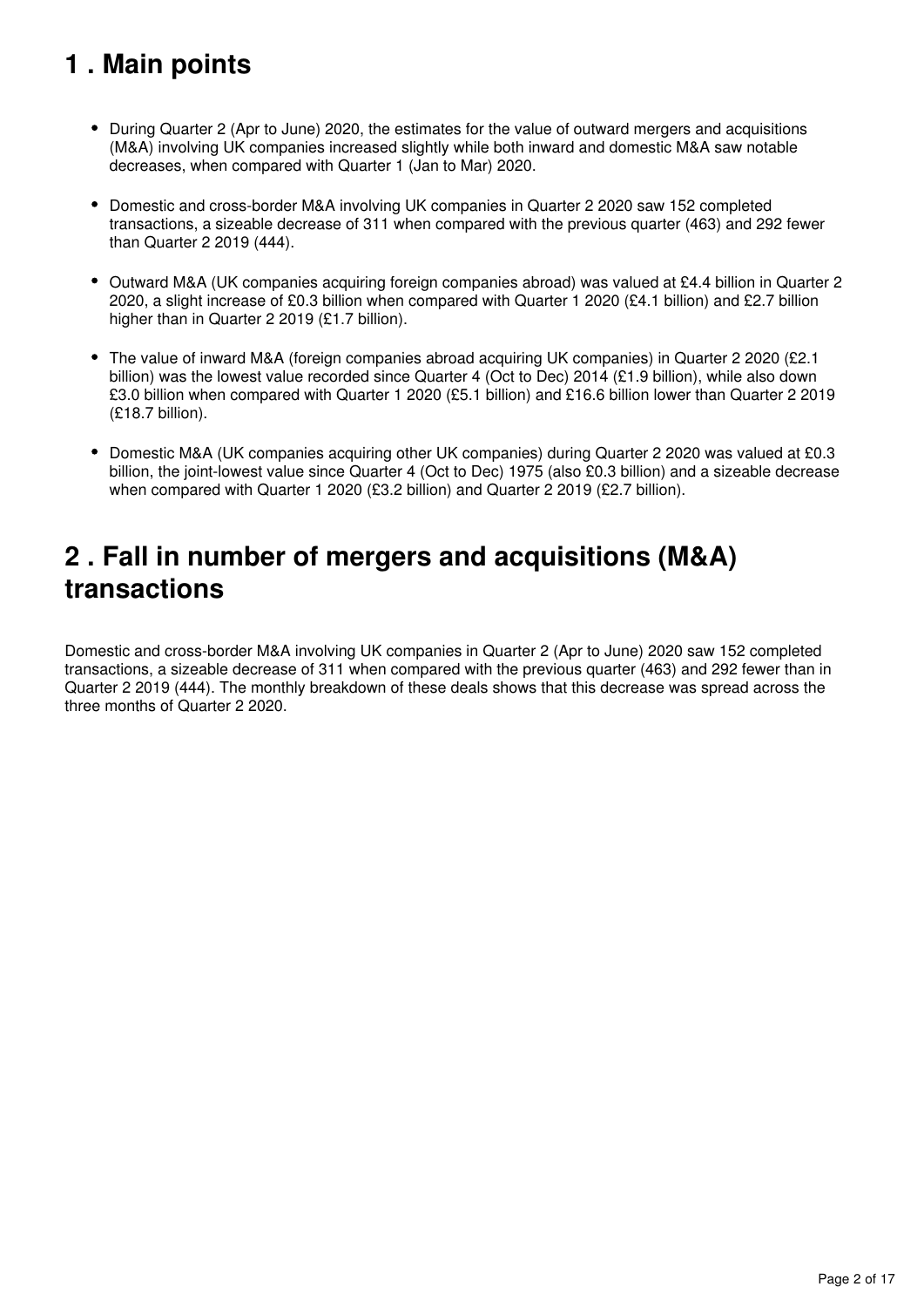## 1 . Main points

- During Quarter 2 (Apr to June) 2020, the estimates for the value of outward mergers and acquisitions (M&A) involving UK companies increased slightly while both inward and domestic M&A saw notable decreases, when compared with Quarter 1 (Jan to Mar) 2020.
- Domestic and cross-border M&A involving UK companies in Quarter 2 2020 saw 152 completed transactions, a sizeable decrease of 311 when compared with the previous quarter (463) and 292 fewer than Quarter 2 2019 (444).
- Outward M&A (UK companies acquiring foreign companies abroad) was valued at £4.4 billion in Quarter 2 2020, a slight increase of £0.3 billion when compared with Quarter 1 2020 (£4.1 billion) and £2.7 billion higher than in Quarter 2 2019 (£1.7 billion).
- The value of inward M&A (foreign companies abroad acquiring UK companies) in Quarter 2 2020 (£2.1 billion) was the lowest value recorded since Quarter 4 (Oct to Dec) 2014 (£1.9 billion), while also down £3.0 billion when compared with Quarter 1 2020 (£5.1 billion) and £16.6 billion lower than Quarter 2 2019 (£18.7 billion).
- Domestic M&A (UK companies acquiring other UK companies) during Quarter 2 2020 was valued at £0.3 billion, the joint-lowest value since Quarter 4 (Oct to Dec) 1975 (also £0.3 billion) and a sizeable decrease when compared with Quarter 1 2020 (£3.2 billion) and Quarter 2 2019 (£2.7 billion).

## 2 . Fall in number of mergers and acquisitions (M&A) transactions

Domestic and cross-border M&A involving UK companies in Quarter 2 (Apr to June) 2020 saw 152 completed transactions, a sizeable decrease of 311 when compared with the previous quarter (463) and 292 fewer than in Quarter 2 2019 (444). The monthly breakdown of these deals shows that this decrease was spread across the three months of Quarter 2 2020.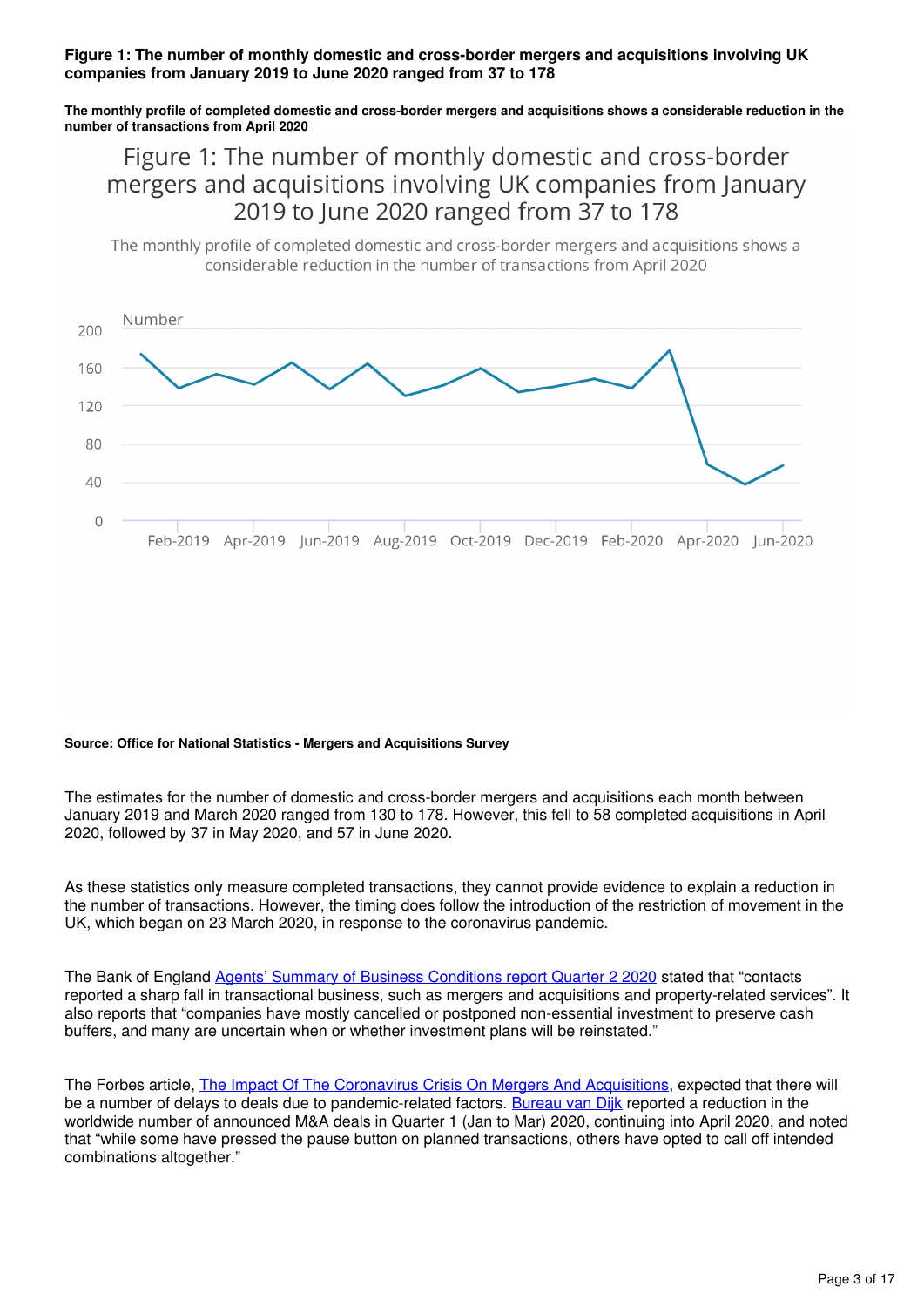**Figure 1: The number of monthly domestic and cross-border mergers and acquisitions involving UK companies from January 2019 to June 2020 ranged from 37 to 178**

**The monthly profile of completed domestic and cross-border mergers and acquisitions shows a considerable reduction in the number of transactions from April 2020**

**Source: Office for National Statistics - Mergers and Acquisitions Survey**

The estimates for the number of domestic and cross-border mergers and acquisitions each month between January 2019 and March 2020 ranged from 130 to 178. However, this fell to 58 completed acquisitions in April 2020, followed by 37 in May 2020, and 57 in June 2020.

As these statistics only measure completed transactions, they cannot provide evidence to explain a reduction in the number of transactions. However, the timing does follow the introduction of the restriction of movement in the UK, which began on 23 March 2020, in response to the coronavirus pandemic.

The Bank of England [Agents' Summary of Business Conditions report Quarter 2 2020] stated that "contacts reported a sharp fall in transactional business, such as mergers and acquisitions and property-related services". It also reports that "companies have mostly cancelled or postponed non-essential investment to preserve cash buffers, and many are uncertain when or whether investment plans will be reinstated."

The Forbes article, [The Impact Of The Coronavirus Crisis On Mergers And Acquisitions], expected that there will be a number of delays to deals due to pandemic-related factors. [Bureau van Dijk] reported a reduction in the worldwide number of announced M&A deals in Quarter 1 (Jan to Mar) 2020, continuing into April 2020, and noted that "while some have pressed the pause button on planned transactions, others have opted to call off intended combinations altogether."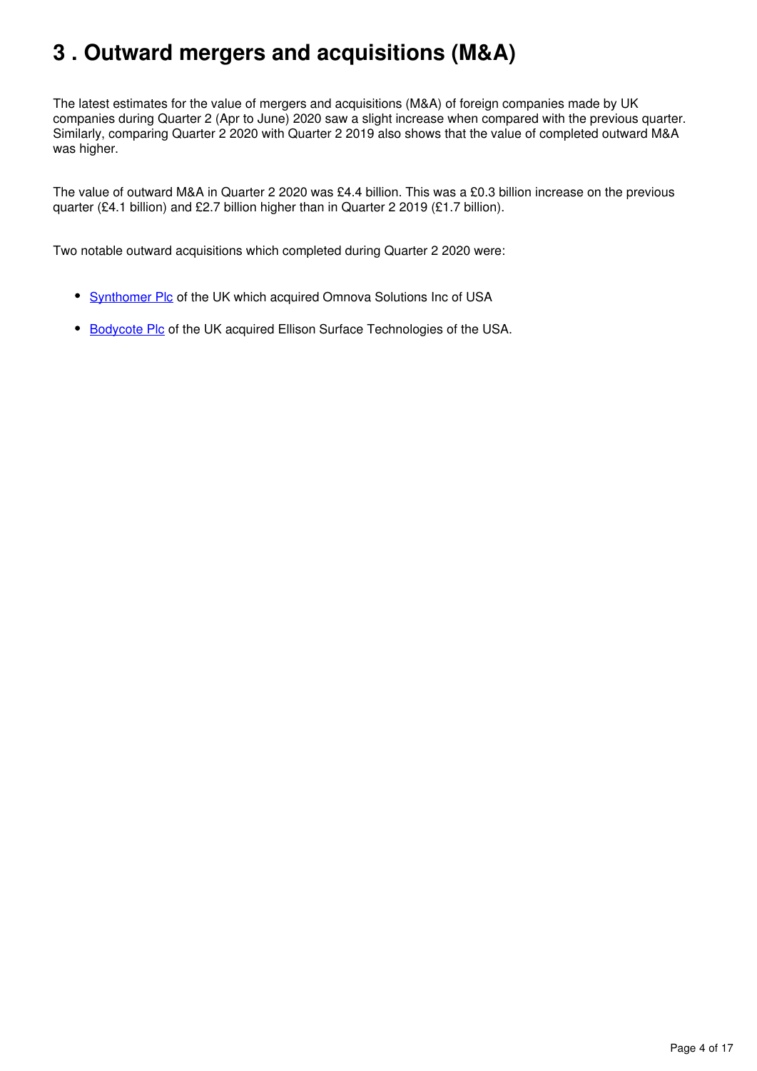# 3 . Outward mergers and acquisitions (M&A)

The latest estimates for the value of mergers and acquisitions (M&A) of foreign companies made by UK companies during Quarter 2 (Apr to June) 2020 saw a slight increase when compared with the previous quarter. Similarly, comparing Quarter 2 2020 with Quarter 2 2019 also shows that the value of completed outward M&A was higher.

The value of outward M&A in Quarter 2 2020 was £4.4 billion. This was a £0.3 billion increase on the previous quarter (£4.1 billion) and £2.7 billion higher than in Quarter 2 2019 (£1.7 billion).

Two notable outward acquisitions which completed during Quarter 2 2020 were:

- Synthomer Plc of the UK which acquired Omnova Solutions Inc of USA
- Bodycote Plc of the UK acquired Ellison Surface Technologies of the USA.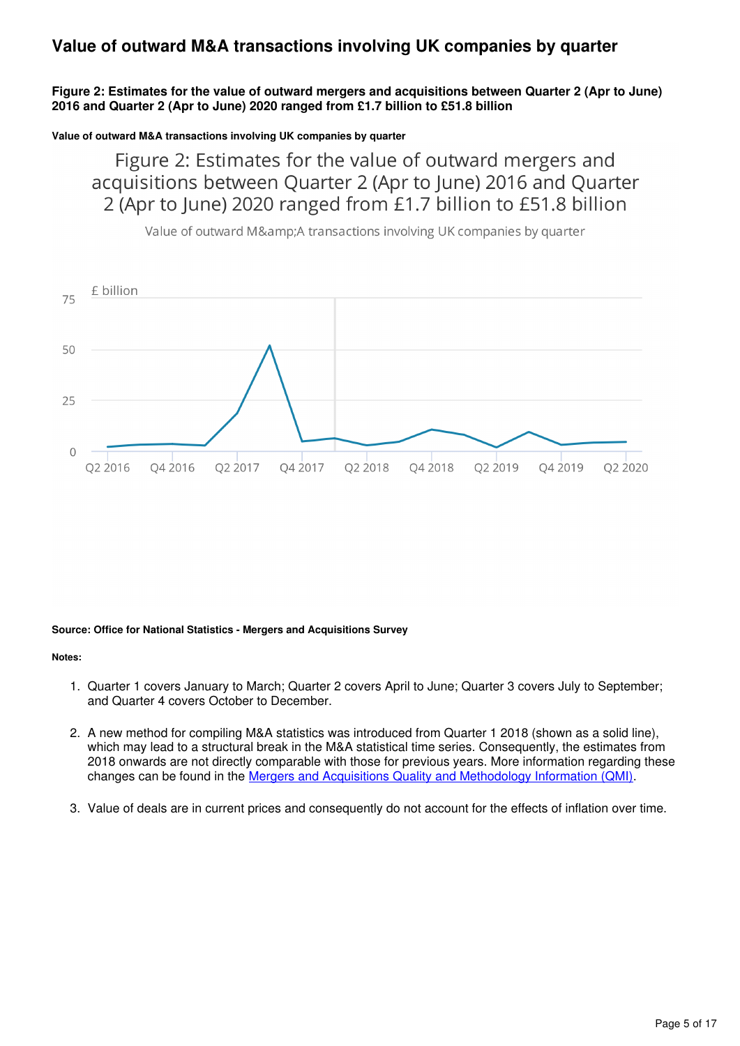## Value of outward M&A transactions involving UK companies by quarter

**Figure 2: Estimates for the value of outward mergers and acquisitions between Quarter 2 (Apr to June) 2016 and Quarter 2 (Apr to June) 2020 ranged from £1.7 billion to £51.8 billion**

**Value of outward M&A transactions involving UK companies by quarter**

Figure 2: Estimates for the value of outward mergers and acquisitions between Quarter 2 (Apr to June) 2016 and Quarter 2 (Apr to June) 2020 ranged from £1.7 billion to £51.8 billion

Value of outward M&amp;A transactions involving UK companies by quarter

£ billion

75

50

25

0

Q2 2016 Q4 2016 Q2 2017 Q4 2017 Q2 2018 Q4 2018 Q2 2019 Q4 2019 Q2 2020

**Source: Office for National Statistics - Mergers and Acquisitions Survey**

**Notes:**

1. Quarter 1 covers January to March; Quarter 2 covers April to June; Quarter 3 covers July to September; and Quarter 4 covers October to December.

2. A new method for compiling M&A statistics was introduced from Quarter 1 2018 (shown as a solid line), which may lead to a structural break in the M&A statistical time series. Consequently, the estimates from 2018 onwards are not directly comparable with those for previous years. More information regarding these changes can be found in the Mergers and Acquisitions Quality and Methodology Information (QMI).

3. Value of deals are in current prices and consequently do not account for the effects of inflation over time.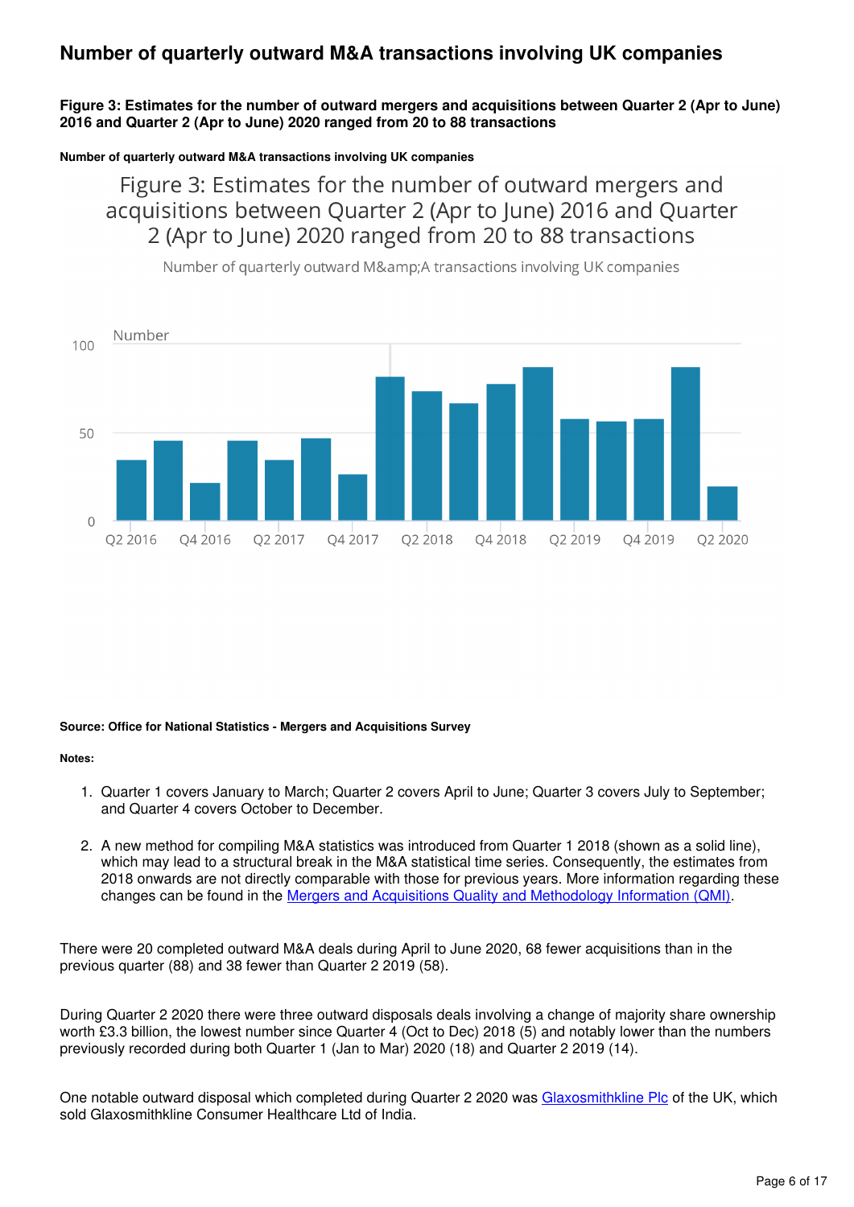## Number of quarterly outward M&A transactions involving UK companies

### Figure 3: Estimates for the number of outward mergers and acquisitions between Quarter 2 (Apr to June) 2016 and Quarter 2 (Apr to June) 2020 ranged from 20 to 88 transactions

**Number of quarterly outward M&A transactions involving UK companies**

Figure 3: Estimates for the number of outward mergers and acquisitions between Quarter 2 (Apr to June) 2016 and Quarter 2 (Apr to June) 2020 ranged from 20 to 88 transactions

Number of quarterly outward M&amp;A transactions involving UK companies

**Source: Office for National Statistics - Mergers and Acquisitions Survey**

**Notes:**

1. Quarter 1 covers January to March; Quarter 2 covers April to June; Quarter 3 covers July to September; and Quarter 4 covers October to December.

2. A new method for compiling M&A statistics was introduced from Quarter 1 2018 (shown as a solid line), which may lead to a structural break in the M&A statistical time series. Consequently, the estimates from 2018 onwards are not directly comparable with those for previous years. More information regarding these changes can be found in the Mergers and Acquisitions Quality and Methodology Information (QMI).

There were 20 completed outward M&A deals during April to June 2020, 68 fewer acquisitions than in the previous quarter (88) and 38 fewer than Quarter 2 2019 (58).

During Quarter 2 2020 there were three outward disposals deals involving a change of majority share ownership worth £3.3 billion, the lowest number since Quarter 4 (Oct to Dec) 2018 (5) and notably lower than the numbers previously recorded during both Quarter 1 (Jan to Mar) 2020 (18) and Quarter 2 2019 (14).

One notable outward disposal which completed during Quarter 2 2020 was Glaxosmithkline Plc of the UK, which sold Glaxosmithkline Consumer Healthcare Ltd of India.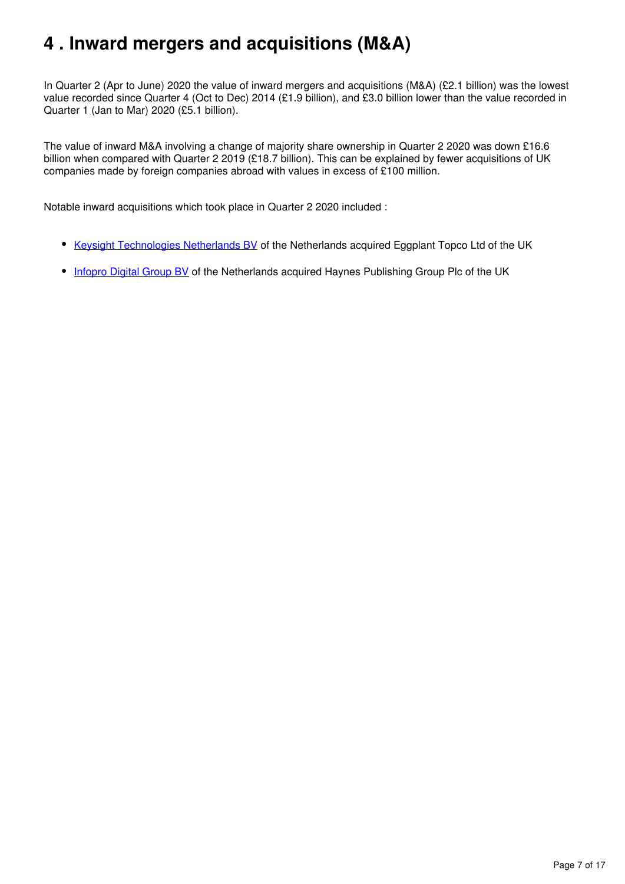# 4 . Inward mergers and acquisitions (M&A)

In Quarter 2 (Apr to June) 2020 the value of inward mergers and acquisitions (M&A) (£2.1 billion) was the lowest value recorded since Quarter 4 (Oct to Dec) 2014 (£1.9 billion), and £3.0 billion lower than the value recorded in Quarter 1 (Jan to Mar) 2020 (£5.1 billion).

The value of inward M&A involving a change of majority share ownership in Quarter 2 2020 was down £16.6 billion when compared with Quarter 2 2019 (£18.7 billion). This can be explained by fewer acquisitions of UK companies made by foreign companies abroad with values in excess of £100 million.

Notable inward acquisitions which took place in Quarter 2 2020 included :

- Keysight Technologies Netherlands BV of the Netherlands acquired Eggplant Topco Ltd of the UK
- Infopro Digital Group BV of the Netherlands acquired Haynes Publishing Group Plc of the UK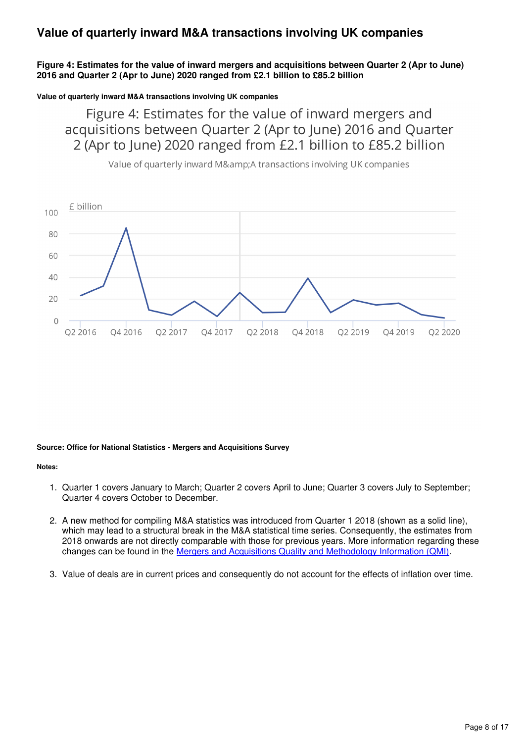## Value of quarterly inward M&A transactions involving UK companies

**Figure 4: Estimates for the value of inward mergers and acquisitions between Quarter 2 (Apr to June) 2016 and Quarter 2 (Apr to June) 2020 ranged from £2.1 billion to £85.2 billion**

**Value of quarterly inward M&A transactions involving UK companies**

**Source: Office for National Statistics - Mergers and Acquisitions Survey**

**Notes:**

1. Quarter 1 covers January to March; Quarter 2 covers April to June; Quarter 3 covers July to September; Quarter 4 covers October to December.

2. A new method for compiling M&A statistics was introduced from Quarter 1 2018 (shown as a solid line), which may lead to a structural break in the M&A statistical time series. Consequently, the estimates from 2018 onwards are not directly comparable with those for previous years. More information regarding these changes can be found in the Mergers and Acquisitions Quality and Methodology Information (QMI).

3. Value of deals are in current prices and consequently do not account for the effects of inflation over time.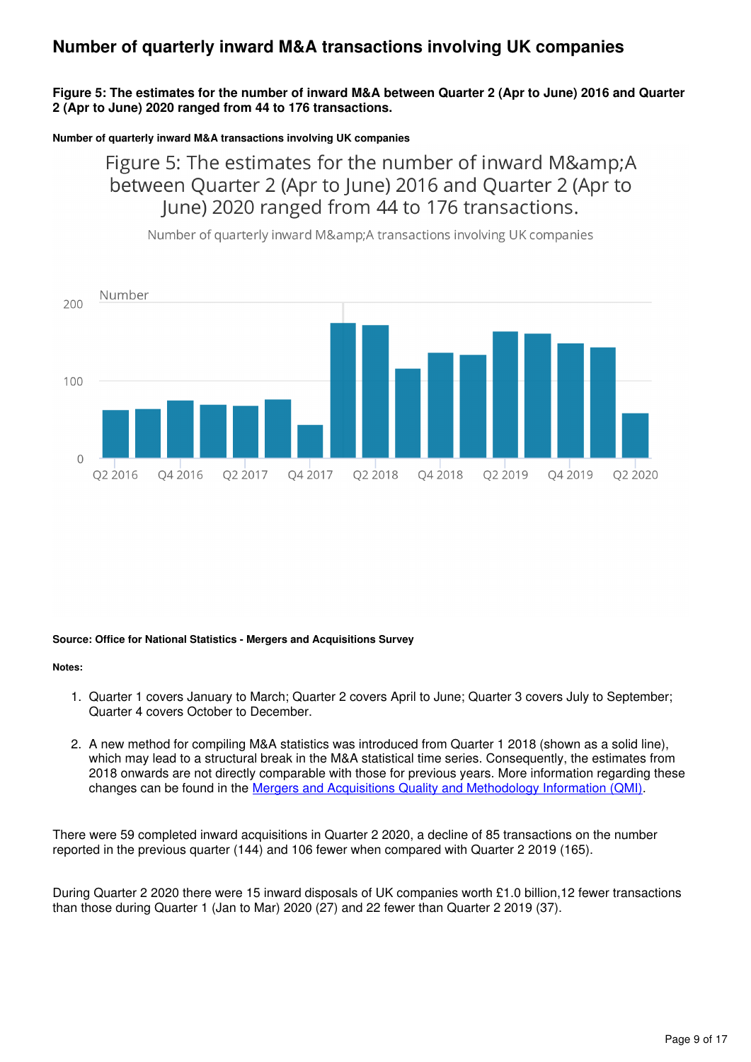## Number of quarterly inward M&A transactions involving UK companies

**Figure 5: The estimates for the number of inward M&A between Quarter 2 (Apr to June) 2016 and Quarter 2 (Apr to June) 2020 ranged from 44 to 176 transactions.**

**Number of quarterly inward M&A transactions involving UK companies**

Figure 5: The estimates for the number of inward M&amp;A between Quarter 2 (Apr to June) 2016 and Quarter 2 (Apr to June) 2020 ranged from 44 to 176 transactions.

Number of quarterly inward M&amp;A transactions involving UK companies

**Source: Office for National Statistics - Mergers and Acquisitions Survey**

**Notes:**

1. Quarter 1 covers January to March; Quarter 2 covers April to June; Quarter 3 covers July to September; Quarter 4 covers October to December.

2. A new method for compiling M&A statistics was introduced from Quarter 1 2018 (shown as a solid line), which may lead to a structural break in the M&A statistical time series. Consequently, the estimates from 2018 onwards are not directly comparable with those for previous years. More information regarding these changes can be found in the Mergers and Acquisitions Quality and Methodology Information (QMI).

There were 59 completed inward acquisitions in Quarter 2 2020, a decline of 85 transactions on the number reported in the previous quarter (144) and 106 fewer when compared with Quarter 2 2019 (165).

During Quarter 2 2020 there were 15 inward disposals of UK companies worth £1.0 billion,12 fewer transactions than those during Quarter 1 (Jan to Mar) 2020 (27) and 22 fewer than Quarter 2 2019 (37).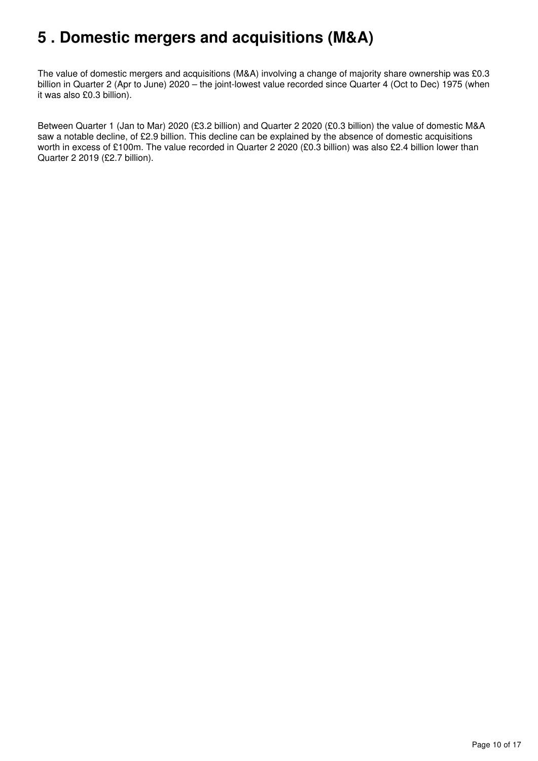# 5 . Domestic mergers and acquisitions (M&A)

The value of domestic mergers and acquisitions (M&A) involving a change of majority share ownership was £0.3 billion in Quarter 2 (Apr to June) 2020 – the joint-lowest value recorded since Quarter 4 (Oct to Dec) 1975 (when it was also £0.3 billion).

Between Quarter 1 (Jan to Mar) 2020 (£3.2 billion) and Quarter 2 2020 (£0.3 billion) the value of domestic M&A saw a notable decline, of £2.9 billion. This decline can be explained by the absence of domestic acquisitions worth in excess of £100m. The value recorded in Quarter 2 2020 (£0.3 billion) was also £2.4 billion lower than Quarter 2 2019 (£2.7 billion).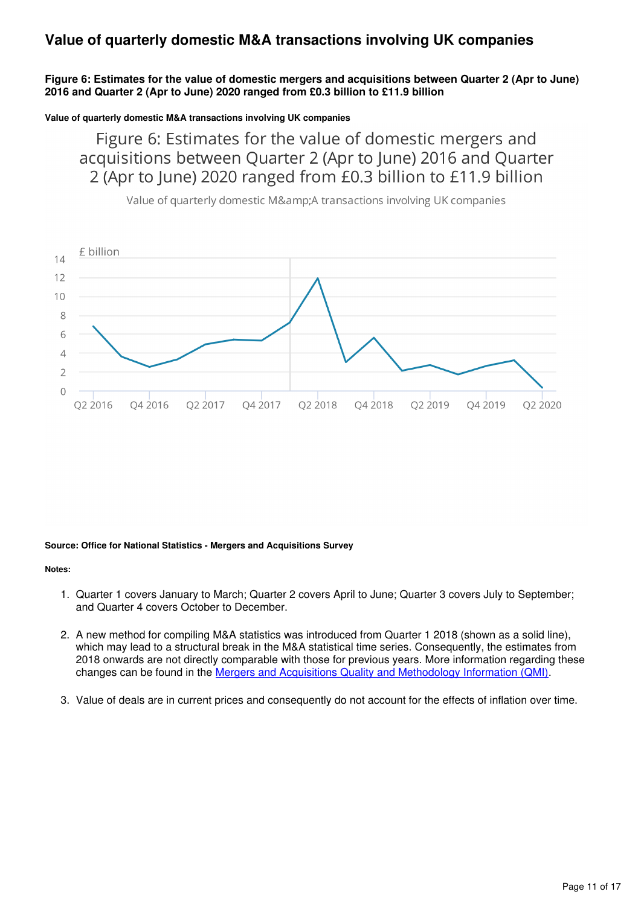## Value of quarterly domestic M&A transactions involving UK companies

**Figure 6: Estimates for the value of domestic mergers and acquisitions between Quarter 2 (Apr to June) 2016 and Quarter 2 (Apr to June) 2020 ranged from £0.3 billion to £11.9 billion**

**Value of quarterly domestic M&A transactions involving UK companies**

**Source: Office for National Statistics - Mergers and Acquisitions Survey**

**Notes:**

1. Quarter 1 covers January to March; Quarter 2 covers April to June; Quarter 3 covers July to September; and Quarter 4 covers October to December.

2. A new method for compiling M&A statistics was introduced from Quarter 1 2018 (shown as a solid line), which may lead to a structural break in the M&A statistical time series. Consequently, the estimates from 2018 onwards are not directly comparable with those for previous years. More information regarding these changes can be found in the Mergers and Acquisitions Quality and Methodology Information (QMI).

3. Value of deals are in current prices and consequently do not account for the effects of inflation over time.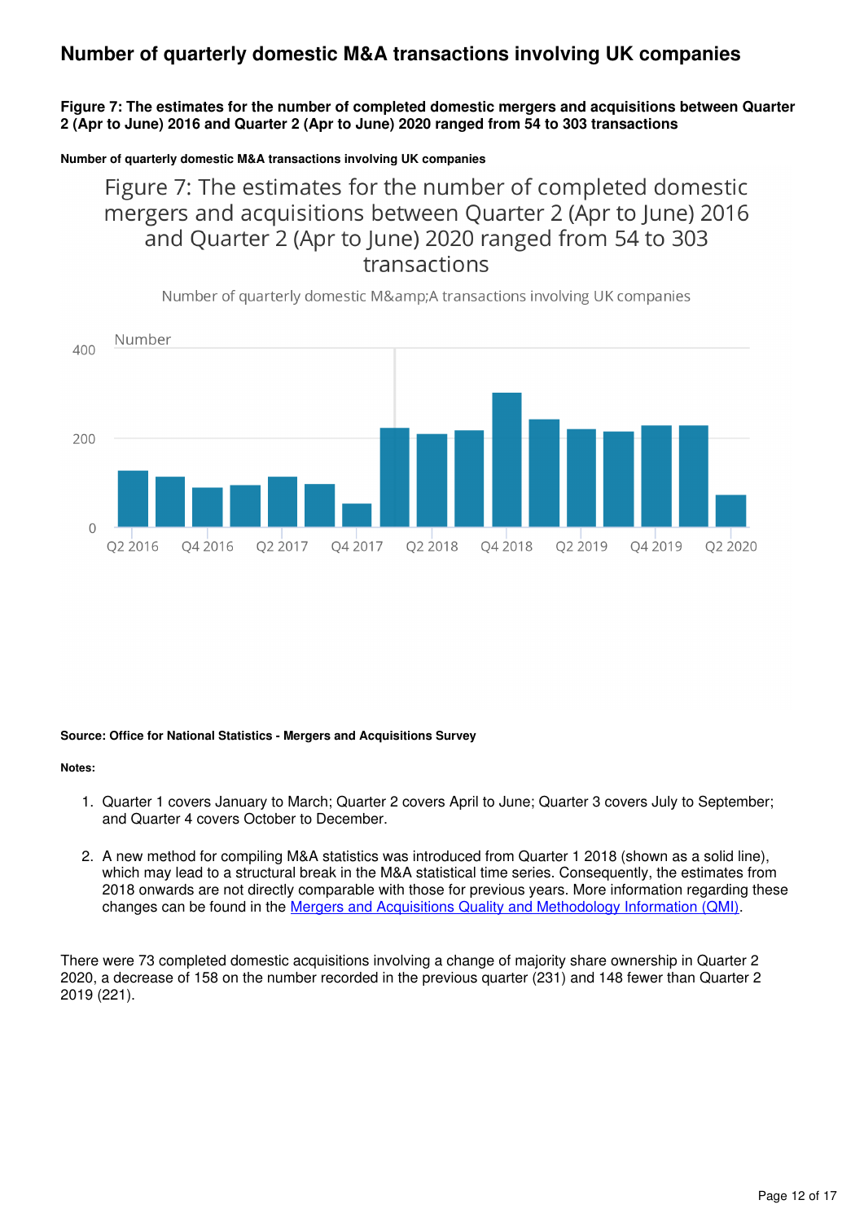## Number of quarterly domestic M&A transactions involving UK companies

**Figure 7: The estimates for the number of completed domestic mergers and acquisitions between Quarter 2 (Apr to June) 2016 and Quarter 2 (Apr to June) 2020 ranged from 54 to 303 transactions**

**Number of quarterly domestic M&A transactions involving UK companies**

Figure 7: The estimates for the number of completed domestic mergers and acquisitions between Quarter 2 (Apr to June) 2016 and Quarter 2 (Apr to June) 2020 ranged from 54 to 303 transactions

Number of quarterly domestic M&amp;A transactions involving UK companies

Number

400

200

0

Q2 2016 Q4 2016 Q2 2017 Q4 2017 Q2 2018 Q4 2018 Q2 2019 Q4 2019 Q2 2020

**Source: Office for National Statistics - Mergers and Acquisitions Survey**

**Notes:**

1. Quarter 1 covers January to March; Quarter 2 covers April to June; Quarter 3 covers July to September; and Quarter 4 covers October to December.

2. A new method for compiling M&A statistics was introduced from Quarter 1 2018 (shown as a solid line), which may lead to a structural break in the M&A statistical time series. Consequently, the estimates from 2018 onwards are not directly comparable with those for previous years. More information regarding these changes can be found in the [Mergers and Acquisitions Quality and Methodology Information (QMI)](#).

There were 73 completed domestic acquisitions involving a change of majority share ownership in Quarter 2 2020, a decrease of 158 on the number recorded in the previous quarter (231) and 148 fewer than Quarter 2 2019 (221).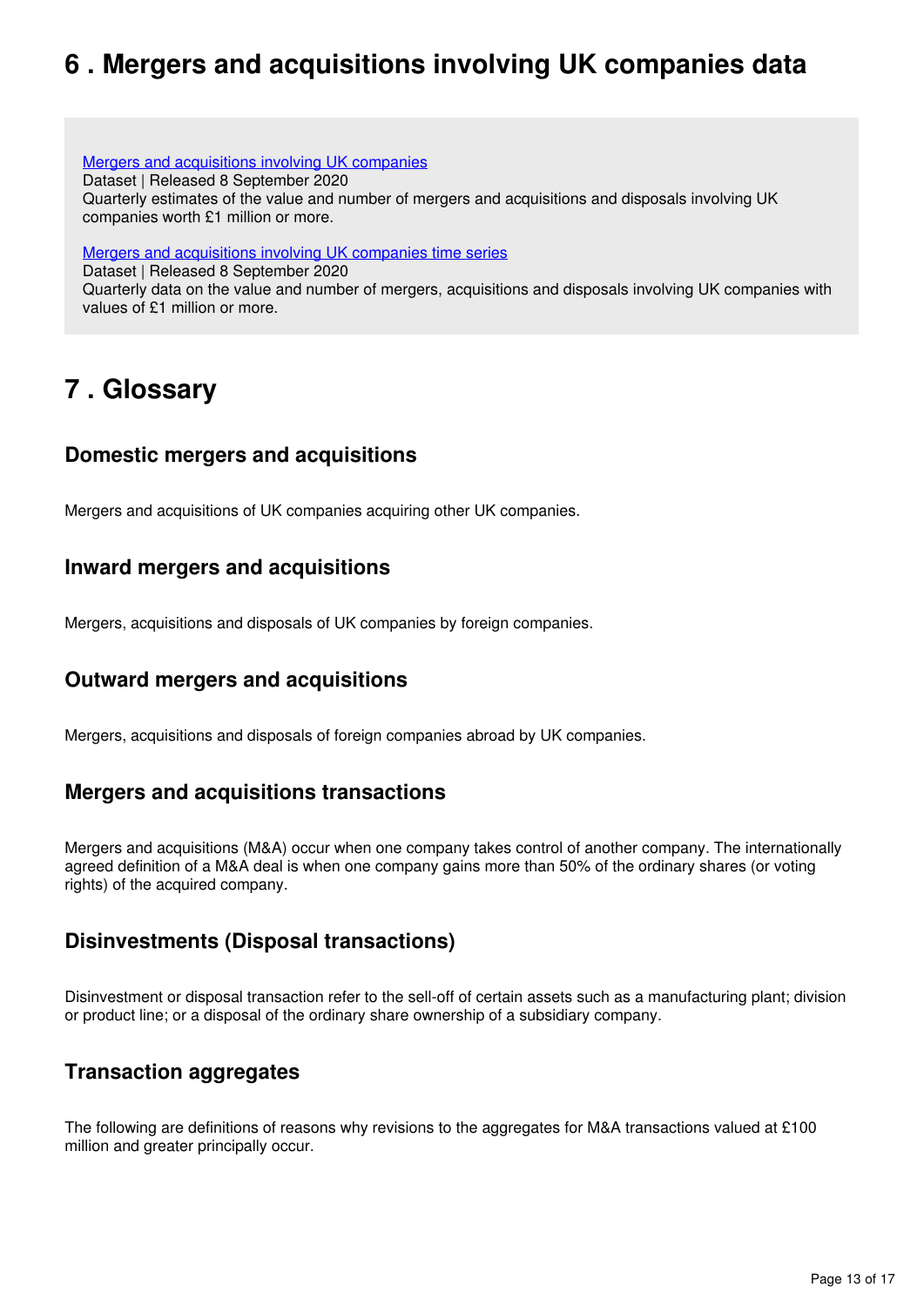## 6 . Mergers and acquisitions involving UK companies data

[Mergers and acquisitions involving UK companies](#)
Dataset | Released 8 September 2020
Quarterly estimates of the value and number of mergers and acquisitions and disposals involving UK companies worth £1 million or more.

[Mergers and acquisitions involving UK companies time series](#)
Dataset | Released 8 September 2020
Quarterly data on the value and number of mergers, acquisitions and disposals involving UK companies with values of £1 million or more.

## 7 . Glossary

### Domestic mergers and acquisitions

Mergers and acquisitions of UK companies acquiring other UK companies.

### Inward mergers and acquisitions

Mergers, acquisitions and disposals of UK companies by foreign companies.

### Outward mergers and acquisitions

Mergers, acquisitions and disposals of foreign companies abroad by UK companies.

### Mergers and acquisitions transactions

Mergers and acquisitions (M&A) occur when one company takes control of another company. The internationally agreed definition of a M&A deal is when one company gains more than 50% of the ordinary shares (or voting rights) of the acquired company.

### Disinvestments (Disposal transactions)

Disinvestment or disposal transaction refer to the sell-off of certain assets such as a manufacturing plant; division or product line; or a disposal of the ordinary share ownership of a subsidiary company.

### Transaction aggregates

The following are definitions of reasons why revisions to the aggregates for M&A transactions valued at £100 million and greater principally occur.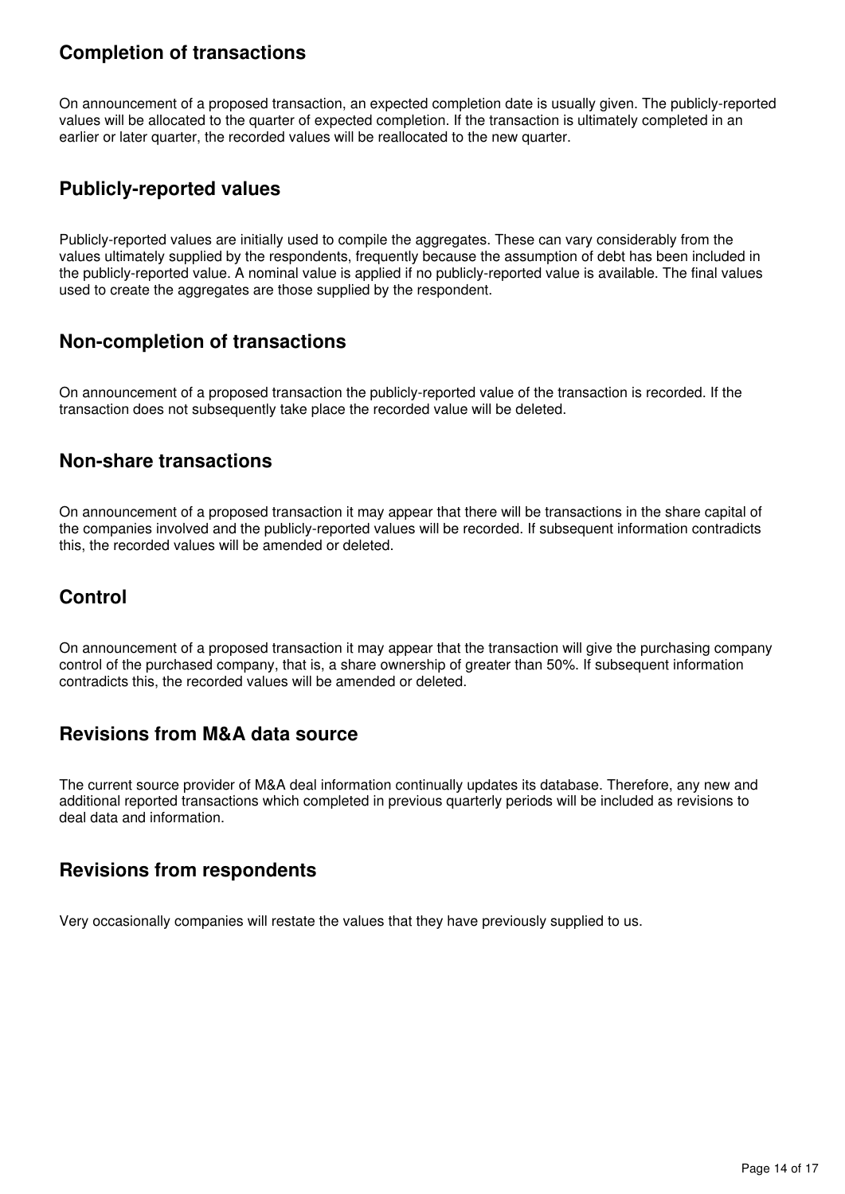## Completion of transactions

On announcement of a proposed transaction, an expected completion date is usually given. The publicly-reported values will be allocated to the quarter of expected completion. If the transaction is ultimately completed in an earlier or later quarter, the recorded values will be reallocated to the new quarter.

## Publicly-reported values

Publicly-reported values are initially used to compile the aggregates. These can vary considerably from the values ultimately supplied by the respondents, frequently because the assumption of debt has been included in the publicly-reported value. A nominal value is applied if no publicly-reported value is available. The final values used to create the aggregates are those supplied by the respondent.

## Non-completion of transactions

On announcement of a proposed transaction the publicly-reported value of the transaction is recorded. If the transaction does not subsequently take place the recorded value will be deleted.

## Non-share transactions

On announcement of a proposed transaction it may appear that there will be transactions in the share capital of the companies involved and the publicly-reported values will be recorded. If subsequent information contradicts this, the recorded values will be amended or deleted.

## Control

On announcement of a proposed transaction it may appear that the transaction will give the purchasing company control of the purchased company, that is, a share ownership of greater than 50%. If subsequent information contradicts this, the recorded values will be amended or deleted.

## Revisions from M&A data source

The current source provider of M&A deal information continually updates its database. Therefore, any new and additional reported transactions which completed in previous quarterly periods will be included as revisions to deal data and information.

## Revisions from respondents

Very occasionally companies will restate the values that they have previously supplied to us.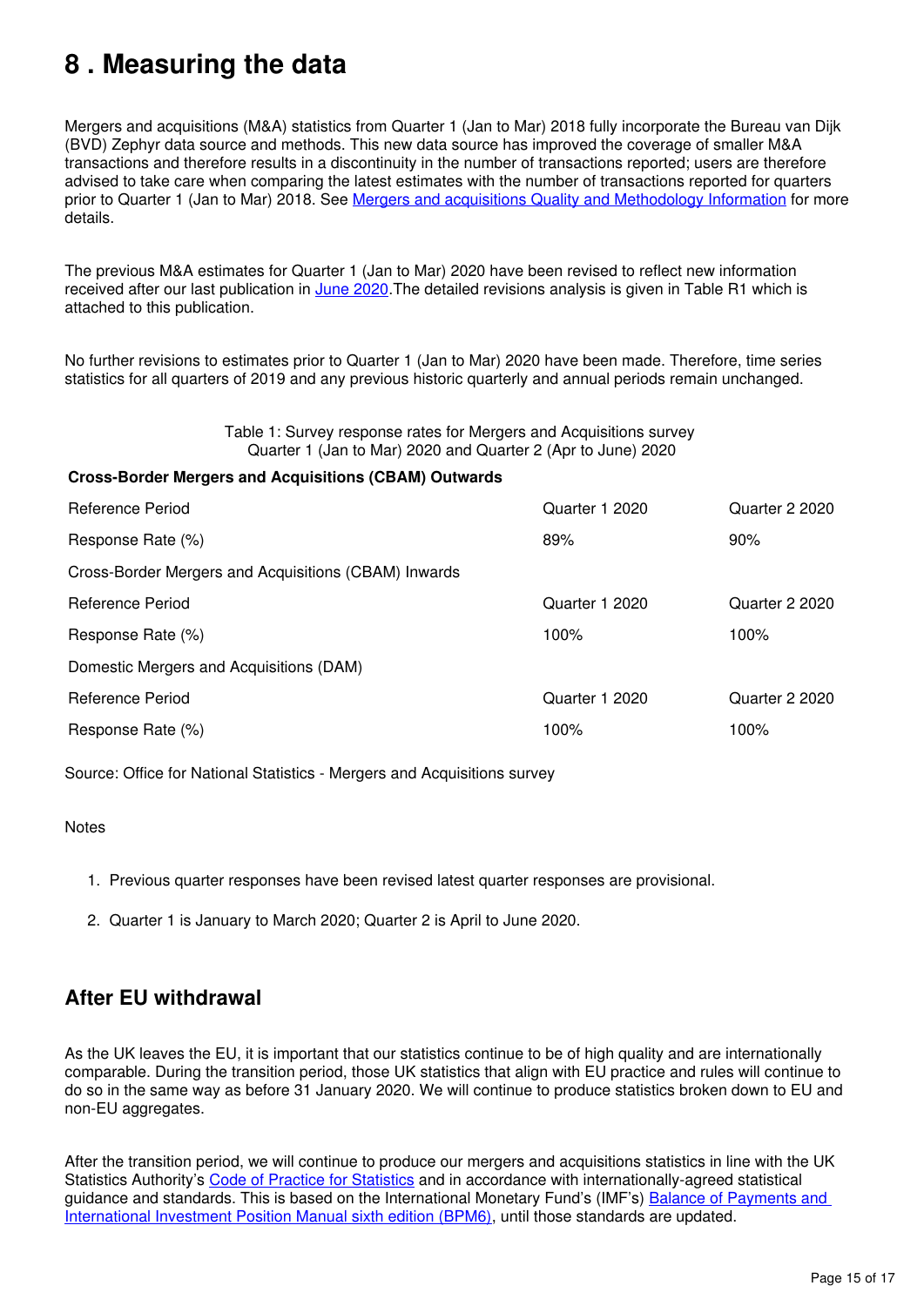# 8 . Measuring the data

Mergers and acquisitions (M&A) statistics from Quarter 1 (Jan to Mar) 2018 fully incorporate the Bureau van Dijk (BVD) Zephyr data source and methods. This new data source has improved the coverage of smaller M&A transactions and therefore results in a discontinuity in the number of transactions reported; users are therefore advised to take care when comparing the latest estimates with the number of transactions reported for quarters prior to Quarter 1 (Jan to Mar) 2018. See Mergers and acquisitions Quality and Methodology Information for more details.

The previous M&A estimates for Quarter 1 (Jan to Mar) 2020 have been revised to reflect new information received after our last publication in June 2020.The detailed revisions analysis is given in Table R1 which is attached to this publication.

No further revisions to estimates prior to Quarter 1 (Jan to Mar) 2020 have been made. Therefore, time series statistics for all quarters of 2019 and any previous historic quarterly and annual periods remain unchanged.

Table 1: Survey response rates for Mergers and Acquisitions survey
Quarter 1 (Jan to Mar) 2020 and Quarter 2 (Apr to June) 2020

| **Cross-Border Mergers and Acquisitions (CBAM) Outwards** | | |
|---|---|---|
| Reference Period | Quarter 1 2020 | Quarter 2 2020 |
| Response Rate (%) | 89% | 90% |
| Cross-Border Mergers and Acquisitions (CBAM) Inwards | | |
| Reference Period | Quarter 1 2020 | Quarter 2 2020 |
| Response Rate (%) | 100% | 100% |
| Domestic Mergers and Acquisitions (DAM) | | |
| Reference Period | Quarter 1 2020 | Quarter 2 2020 |
| Response Rate (%) | 100% | 100% |

Source: Office for National Statistics - Mergers and Acquisitions survey

Notes

1. Previous quarter responses have been revised latest quarter responses are provisional.
2. Quarter 1 is January to March 2020; Quarter 2 is April to June 2020.

## After EU withdrawal

As the UK leaves the EU, it is important that our statistics continue to be of high quality and are internationally comparable. During the transition period, those UK statistics that align with EU practice and rules will continue to do so in the same way as before 31 January 2020. We will continue to produce statistics broken down to EU and non-EU aggregates.

After the transition period, we will continue to produce our mergers and acquisitions statistics in line with the UK Statistics Authority's Code of Practice for Statistics and in accordance with internationally-agreed statistical guidance and standards. This is based on the International Monetary Fund's (IMF's) Balance of Payments and International Investment Position Manual sixth edition (BPM6), until those standards are updated.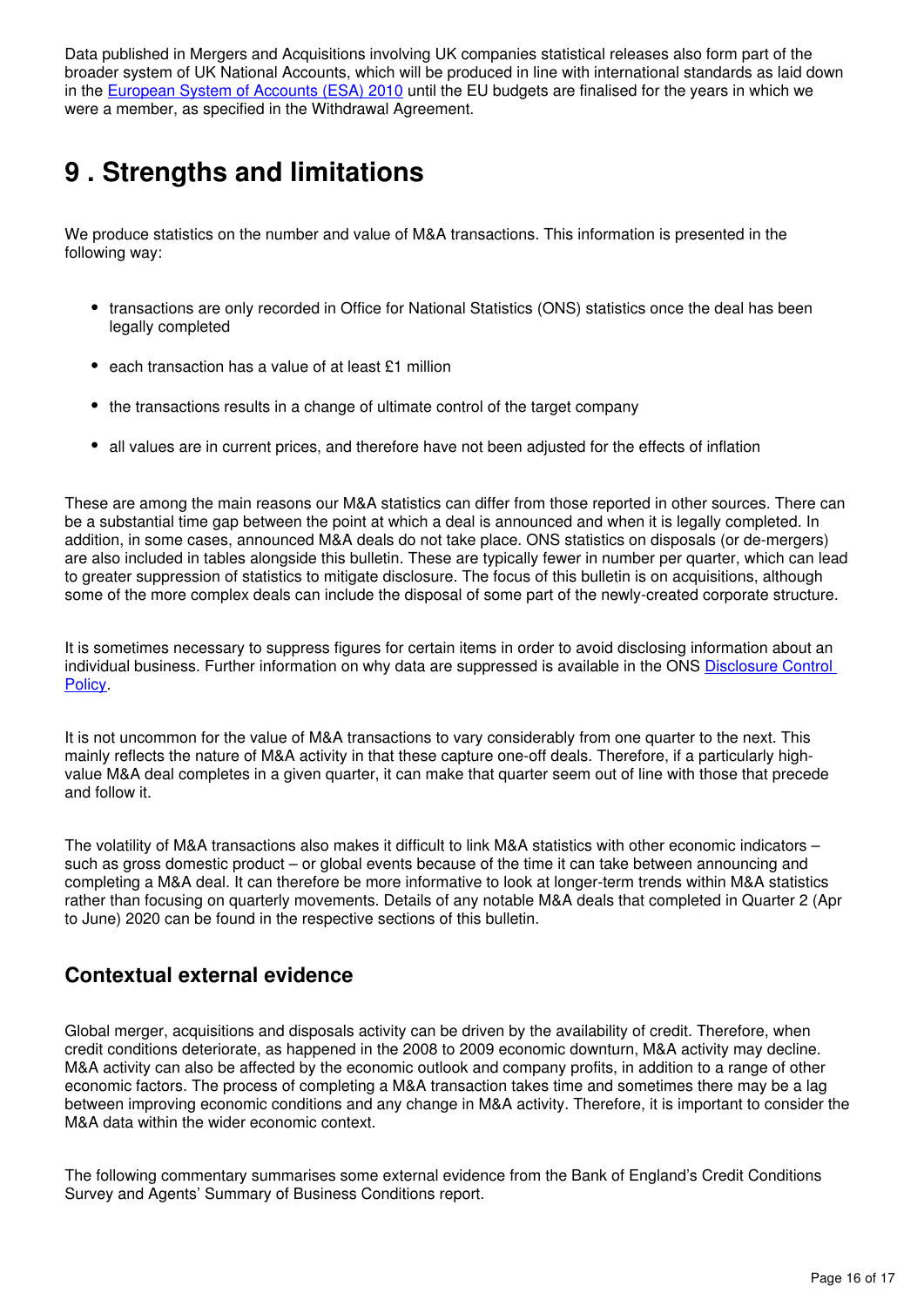Data published in Mergers and Acquisitions involving UK companies statistical releases also form part of the broader system of UK National Accounts, which will be produced in line with international standards as laid down in the European System of Accounts (ESA) 2010 until the EU budgets are finalised for the years in which we were a member, as specified in the Withdrawal Agreement.

# 9 . Strengths and limitations

We produce statistics on the number and value of M&A transactions. This information is presented in the following way:

- transactions are only recorded in Office for National Statistics (ONS) statistics once the deal has been legally completed
- each transaction has a value of at least £1 million
- the transactions results in a change of ultimate control of the target company
- all values are in current prices, and therefore have not been adjusted for the effects of inflation

These are among the main reasons our M&A statistics can differ from those reported in other sources. There can be a substantial time gap between the point at which a deal is announced and when it is legally completed. In addition, in some cases, announced M&A deals do not take place. ONS statistics on disposals (or de-mergers) are also included in tables alongside this bulletin. These are typically fewer in number per quarter, which can lead to greater suppression of statistics to mitigate disclosure. The focus of this bulletin is on acquisitions, although some of the more complex deals can include the disposal of some part of the newly-created corporate structure.

It is sometimes necessary to suppress figures for certain items in order to avoid disclosing information about an individual business. Further information on why data are suppressed is available in the ONS Disclosure Control Policy.

It is not uncommon for the value of M&A transactions to vary considerably from one quarter to the next. This mainly reflects the nature of M&A activity in that these capture one-off deals. Therefore, if a particularly high-value M&A deal completes in a given quarter, it can make that quarter seem out of line with those that precede and follow it.

The volatility of M&A transactions also makes it difficult to link M&A statistics with other economic indicators – such as gross domestic product – or global events because of the time it can take between announcing and completing a M&A deal. It can therefore be more informative to look at longer-term trends within M&A statistics rather than focusing on quarterly movements. Details of any notable M&A deals that completed in Quarter 2 (Apr to June) 2020 can be found in the respective sections of this bulletin.

## Contextual external evidence

Global merger, acquisitions and disposals activity can be driven by the availability of credit. Therefore, when credit conditions deteriorate, as happened in the 2008 to 2009 economic downturn, M&A activity may decline. M&A activity can also be affected by the economic outlook and company profits, in addition to a range of other economic factors. The process of completing a M&A transaction takes time and sometimes there may be a lag between improving economic conditions and any change in M&A activity. Therefore, it is important to consider the M&A data within the wider economic context.

The following commentary summarises some external evidence from the Bank of England's Credit Conditions Survey and Agents' Summary of Business Conditions report.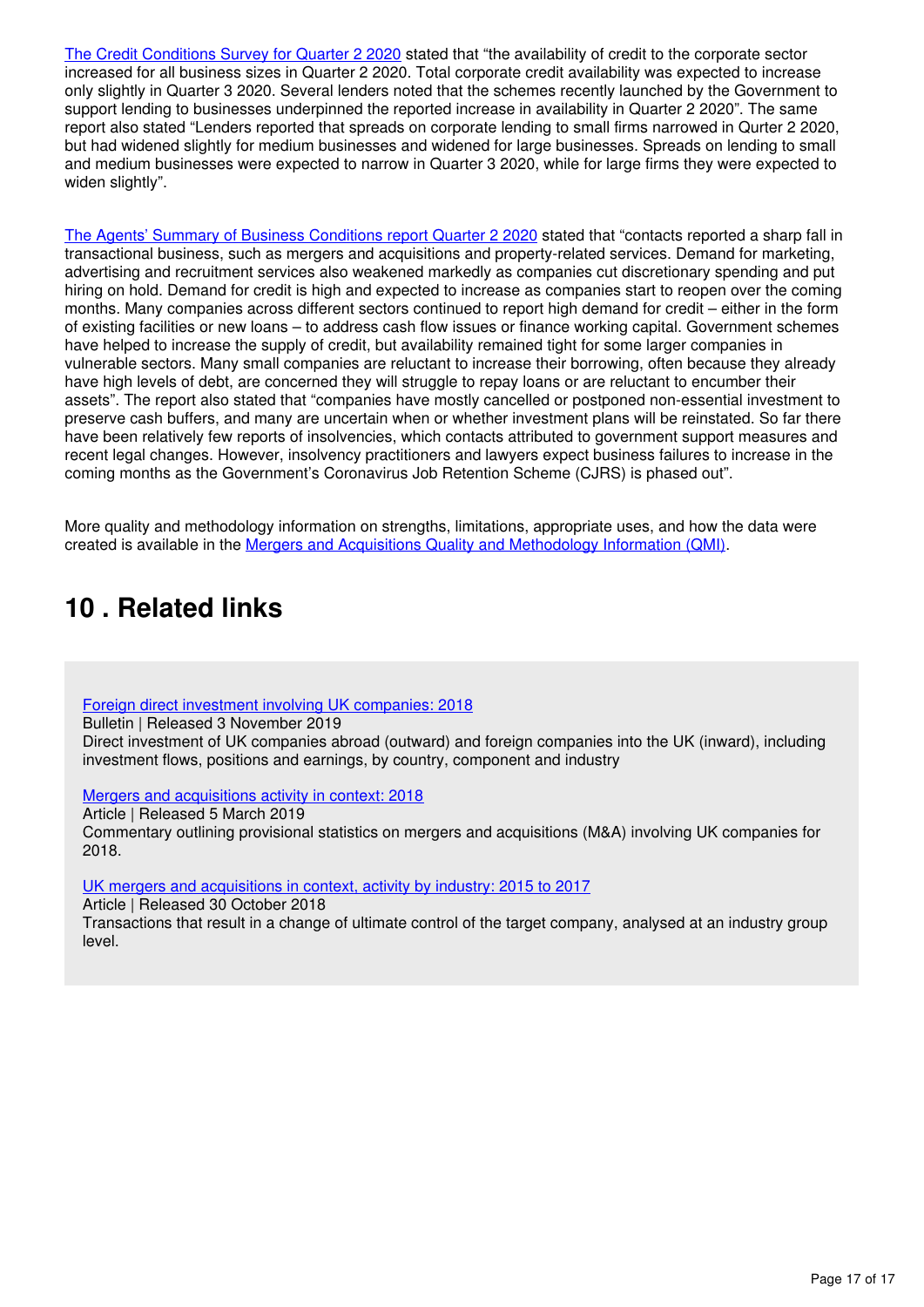The Credit Conditions Survey for Quarter 2 2020 stated that "the availability of credit to the corporate sector increased for all business sizes in Quarter 2 2020. Total corporate credit availability was expected to increase only slightly in Quarter 3 2020. Several lenders noted that the schemes recently launched by the Government to support lending to businesses underpinned the reported increase in availability in Quarter 2 2020". The same report also stated "Lenders reported that spreads on corporate lending to small firms narrowed in Qurter 2 2020, but had widened slightly for medium businesses and widened for large businesses. Spreads on lending to small and medium businesses were expected to narrow in Quarter 3 2020, while for large firms they were expected to widen slightly".

The Agents' Summary of Business Conditions report Quarter 2 2020 stated that "contacts reported a sharp fall in transactional business, such as mergers and acquisitions and property-related services. Demand for marketing, advertising and recruitment services also weakened markedly as companies cut discretionary spending and put hiring on hold. Demand for credit is high and expected to increase as companies start to reopen over the coming months. Many companies across different sectors continued to report high demand for credit – either in the form of existing facilities or new loans – to address cash flow issues or finance working capital. Government schemes have helped to increase the supply of credit, but availability remained tight for some larger companies in vulnerable sectors. Many small companies are reluctant to increase their borrowing, often because they already have high levels of debt, are concerned they will struggle to repay loans or are reluctant to encumber their assets". The report also stated that "companies have mostly cancelled or postponed non-essential investment to preserve cash buffers, and many are uncertain when or whether investment plans will be reinstated. So far there have been relatively few reports of insolvencies, which contacts attributed to government support measures and recent legal changes. However, insolvency practitioners and lawyers expect business failures to increase in the coming months as the Government's Coronavirus Job Retention Scheme (CJRS) is phased out".

More quality and methodology information on strengths, limitations, appropriate uses, and how the data were created is available in the Mergers and Acquisitions Quality and Methodology Information (QMI).

## 10 . Related links

Foreign direct investment involving UK companies: 2018
Bulletin | Released 3 November 2019
Direct investment of UK companies abroad (outward) and foreign companies into the UK (inward), including investment flows, positions and earnings, by country, component and industry

Mergers and acquisitions activity in context: 2018
Article | Released 5 March 2019
Commentary outlining provisional statistics on mergers and acquisitions (M&A) involving UK companies for 2018.

UK mergers and acquisitions in context, activity by industry: 2015 to 2017
Article | Released 30 October 2018
Transactions that result in a change of ultimate control of the target company, analysed at an industry group level.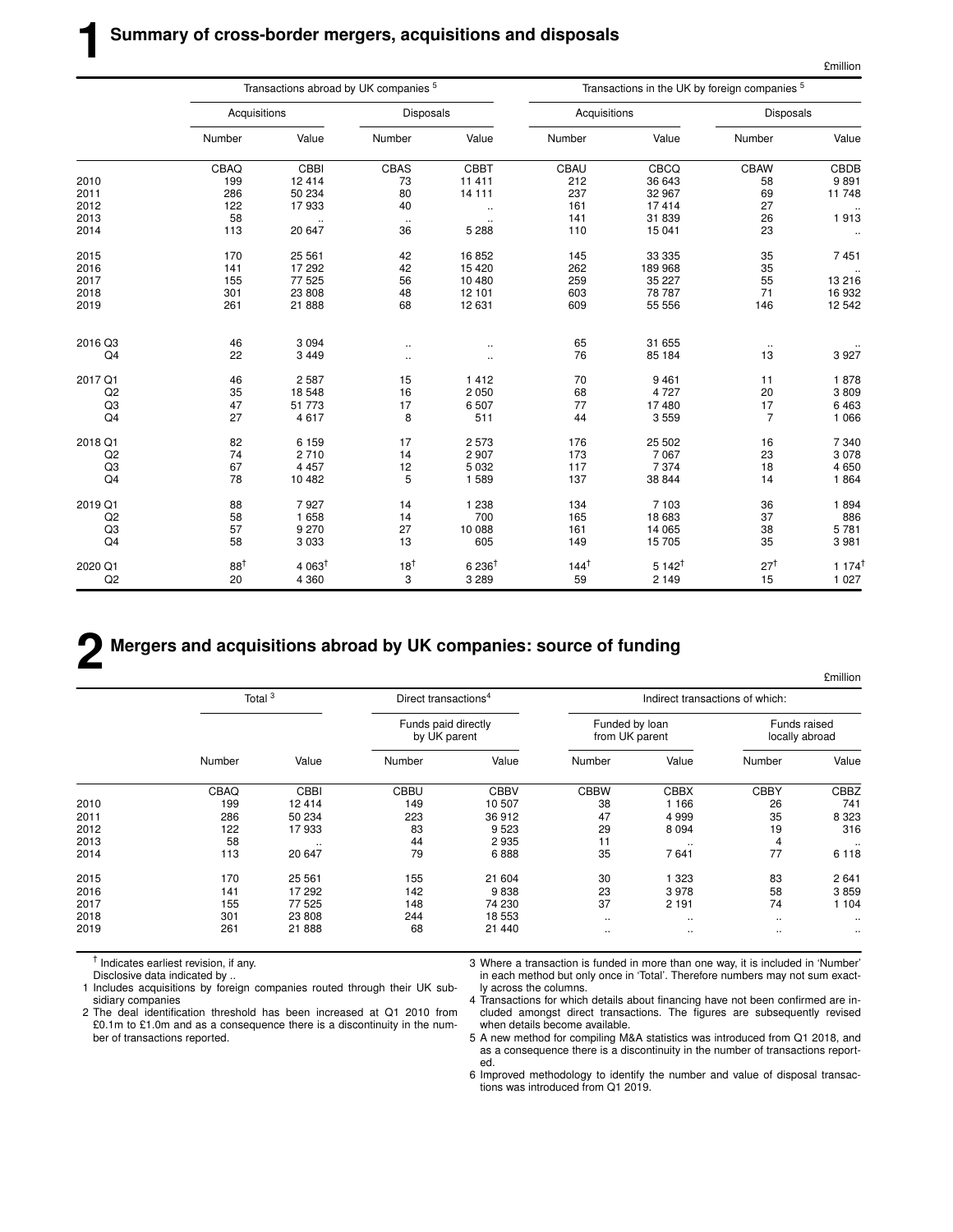# 1 Summary of cross-border mergers, acquisitions and disposals

£million

| | Transactions abroad by UK companies [5] | | | | Transactions in the UK by foreign companies [5] | | | |
|---|---|---|---|---|---|---|---|---|
| | Acquisitions | | Disposals | | Acquisitions | | Disposals | |
| | Number | Value | Number | Value | Number | Value | Number | Value |
| | CBAQ | CBBI | CBAS | CBBT | CBAU | CBCQ | CBAW | CBDB |
| 2010 | 199 | 12 414 | 73 | 11 411 | 212 | 36 643 | 58 | 9 891 |
| 2011 | 286 | 50 234 | 80 | 14 111 | 237 | 32 967 | 69 | 11 748 |
| 2012 | 122 | 17 933 | 40 | .. | 161 | 17 414 | 27 | .. |
| 2013 | 58 | .. | .. | .. | 141 | 31 839 | 26 | 1 913 |
| 2014 | 113 | 20 647 | 36 | 5 288 | 110 | 15 041 | 23 | .. |
| 2015 | 170 | 25 561 | 42 | 16 852 | 145 | 33 335 | 35 | 7 451 |
| 2016 | 141 | 17 292 | 42 | 15 420 | 262 | 189 968 | 35 | .. |
| 2017 | 155 | 77 525 | 56 | 10 480 | 259 | 35 227 | 55 | 13 216 |
| 2018 | 301 | 23 808 | 48 | 12 101 | 603 | 78 787 | 71 | 16 932 |
| 2019 | 261 | 21 888 | 68 | 12 631 | 609 | 55 556 | 146 | 12 542 |
| 2016 Q3 | 46 | 3 094 | .. | .. | 65 | 31 655 | .. | .. |
| Q4 | 22 | 3 449 | .. | .. | 76 | 85 184 | 13 | 3 927 |
| 2017 Q1 | 46 | 2 587 | 15 | 1 412 | 70 | 9 461 | 11 | 1 878 |
| Q2 | 35 | 18 548 | 16 | 2 050 | 68 | 4 727 | 20 | 3 809 |
| Q3 | 47 | 51 773 | 17 | 6 507 | 77 | 17 480 | 17 | 6 463 |
| Q4 | 27 | 4 617 | 8 | 511 | 44 | 3 559 | 7 | 1 066 |
| 2018 Q1 | 82 | 6 159 | 17 | 2 573 | 176 | 25 502 | 16 | 7 340 |
| Q2 | 74 | 2 710 | 14 | 2 907 | 173 | 7 067 | 23 | 3 078 |
| Q3 | 67 | 4 457 | 12 | 5 032 | 117 | 7 374 | 18 | 4 650 |
| Q4 | 78 | 10 482 | 5 | 1 589 | 137 | 38 844 | 14 | 1 864 |
| 2019 Q1 | 88 | 7 927 | 14 | 1 238 | 134 | 7 103 | 36 | 1 894 |
| Q2 | 58 | 1 658 | 14 | 700 | 165 | 18 683 | 37 | 886 |
| Q3 | 57 | 9 270 | 27 | 10 088 | 161 | 14 065 | 38 | 5 781 |
| Q4 | 58 | 3 033 | 13 | 605 | 149 | 15 705 | 35 | 3 981 |
| 2020 Q1 | 88† | 4 063† | 18† | 6 236† | 144† | 5 142† | 27† | 1 174† |
| Q2 | 20 | 4 360 | 3 | 3 289 | 59 | 2 149 | 15 | 1 027 |

# 2 Mergers and acquisitions abroad by UK companies: source of funding

£million

| | Total [3] | | Direct transactions[4] | | Indirect transactions of which: | | | |
|---|---|---|---|---|---|---|---|---|
| | | | Funds paid directly by UK parent | | Funded by loan from UK parent | | Funds raised locally abroad | |
| | Number | Value | Number | Value | Number | Value | Number | Value |
| | CBAQ | CBBI | CBBU | CBBV | CBBW | CBBX | CBBY | CBBZ |
| 2010 | 199 | 12 414 | 149 | 10 507 | 38 | 1 166 | 26 | 741 |
| 2011 | 286 | 50 234 | 223 | 36 912 | 47 | 4 999 | 35 | 8 323 |
| 2012 | 122 | 17 933 | 83 | 9 523 | 29 | 8 094 | 19 | 316 |
| 2013 | 58 | .. | 44 | 2 935 | 11 | .. | 4 | .. |
| 2014 | 113 | 20 647 | 79 | 6 888 | 35 | 7 641 | 77 | 6 118 |
| 2015 | 170 | 25 561 | 155 | 21 604 | 30 | 1 323 | 83 | 2 641 |
| 2016 | 141 | 17 292 | 142 | 9 838 | 23 | 3 978 | 58 | 3 859 |
| 2017 | 155 | 77 525 | 148 | 74 230 | 37 | 2 191 | 74 | 1 104 |
| 2018 | 301 | 23 808 | 244 | 18 553 | .. | .. | .. | .. |
| 2019 | 261 | 21 888 | 68 | 21 440 | .. | .. | .. | .. |

† Indicates earliest revision, if any.

Disclosive data indicated by ..

1 Includes acquisitions by foreign companies routed through their UK subsidiary companies

2 The deal identification threshold has been increased at Q1 2010 from £0.1m to £1.0m and as a consequence there is a discontinuity in the number of transactions reported.

3 Where a transaction is funded in more than one way, it is included in 'Number' in each method but only once in 'Total'. Therefore numbers may not sum exactly across the columns.

4 Transactions for which details about financing have not been confirmed are included amongst direct transactions. The figures are subsequently revised when details become available.

5 A new method for compiling M&A statistics was introduced from Q1 2018, and as a consequence there is a discontinuity in the number of transactions reported.

6 Improved methodology to identify the number and value of disposal transactions was introduced from Q1 2019.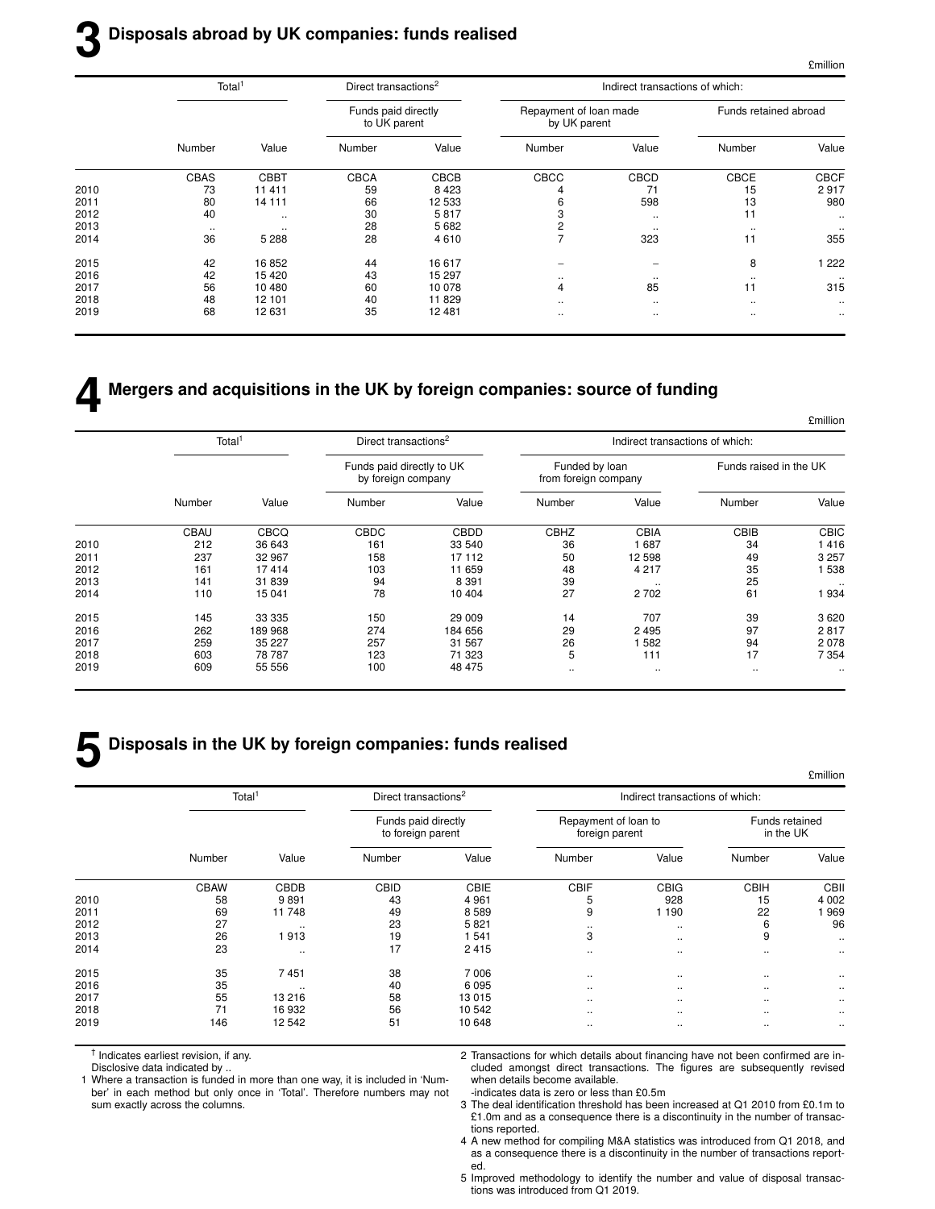# 3 Disposals abroad by UK companies: funds realised

£million

| | Total[1] | | Direct transactions[2] | | Indirect transactions of which: | | | |
|---|---|---|---|---|---|---|---|---|
| | | | Funds paid directly to UK parent | | Repayment of loan made by UK parent | | Funds retained abroad | |
| | Number | Value | Number | Value | Number | Value | Number | Value |
| | CBAS | CBBT | CBCA | CBCB | CBCC | CBCD | CBCE | CBCF |
| 2010 | 73 | 11 411 | 59 | 8 423 | 4 | 71 | 15 | 2 917 |
| 2011 | 80 | 14 111 | 66 | 12 533 | 6 | 598 | 13 | 980 |
| 2012 | 40 | .. | 30 | 5 817 | 3 | .. | 11 | .. |
| 2013 | .. | .. | 28 | 5 682 | 2 | .. | .. | .. |
| 2014 | 36 | 5 288 | 28 | 4 610 | 7 | 323 | 11 | 355 |
| | | | | | | | | |
| 2015 | 42 | 16 852 | 44 | 16 617 | – | – | 8 | 1 222 |
| 2016 | 42 | 15 420 | 43 | 15 297 | .. | .. | .. | .. |
| 2017 | 56 | 10 480 | 60 | 10 078 | 4 | 85 | 11 | 315 |
| 2018 | 48 | 12 101 | 40 | 11 829 | .. | .. | .. | .. |
| 2019 | 68 | 12 631 | 35 | 12 481 | .. | .. | .. | .. |

# 4 Mergers and acquisitions in the UK by foreign companies: source of funding

£million

| | Total[1] | | Direct transactions[2] | | Indirect transactions of which: | | | |
|---|---|---|---|---|---|---|---|---|
| | | | Funds paid directly to UK by foreign company | | Funded by loan from foreign company | | Funds raised in the UK | |
| | Number | Value | Number | Value | Number | Value | Number | Value |
| | CBAU | CBCQ | CBDC | CBDD | CBHZ | CBIA | CBIB | CBIC |
| 2010 | 212 | 36 643 | 161 | 33 540 | 36 | 1 687 | 34 | 1 416 |
| 2011 | 237 | 32 967 | 158 | 17 112 | 50 | 12 598 | 49 | 3 257 |
| 2012 | 161 | 17 414 | 103 | 11 659 | 48 | 4 217 | 35 | 1 538 |
| 2013 | 141 | 31 839 | 94 | 8 391 | 39 | .. | 25 | .. |
| 2014 | 110 | 15 041 | 78 | 10 404 | 27 | 2 702 | 61 | 1 934 |
| | | | | | | | | |
| 2015 | 145 | 33 335 | 150 | 29 009 | 14 | 707 | 39 | 3 620 |
| 2016 | 262 | 189 968 | 274 | 184 656 | 29 | 2 495 | 97 | 2 817 |
| 2017 | 259 | 35 227 | 257 | 31 567 | 26 | 1 582 | 94 | 2 078 |
| 2018 | 603 | 78 787 | 123 | 71 323 | 5 | 111 | 17 | 7 354 |
| 2019 | 609 | 55 556 | 100 | 48 475 | .. | .. | .. | .. |

# 5 Disposals in the UK by foreign companies: funds realised

£million

| | Total[1] | | Direct transactions[2] | | Indirect transactions of which: | | | |
|---|---|---|---|---|---|---|---|---|
| | | | Funds paid directly to foreign parent | | Repayment of loan to foreign parent | | Funds retained in the UK | |
| | Number | Value | Number | Value | Number | Value | Number | Value |
| | CBAW | CBDB | CBID | CBIE | CBIF | CBIG | CBIH | CBII |
| 2010 | 58 | 9 891 | 43 | 4 961 | 5 | 928 | 15 | 4 002 |
| 2011 | 69 | 11 748 | 49 | 8 589 | 9 | 1 190 | 22 | 1 969 |
| 2012 | 27 | .. | 23 | 5 821 | .. | .. | 6 | 96 |
| 2013 | 26 | 1 913 | 19 | 1 541 | 3 | .. | 9 | .. |
| 2014 | 23 | .. | 17 | 2 415 | .. | .. | .. | .. |
| | | | | | | | | |
| 2015 | 35 | 7 451 | 38 | 7 006 | .. | .. | .. | .. |
| 2016 | 35 | .. | 40 | 6 095 | .. | .. | .. | .. |
| 2017 | 55 | 13 216 | 58 | 13 015 | .. | .. | .. | .. |
| 2018 | 71 | 16 932 | 56 | 10 542 | .. | .. | .. | .. |
| 2019 | 146 | 12 542 | 51 | 10 648 | .. | .. | .. | .. |

† Indicates earliest revision, if any.
Disclosive data indicated by ..

1 Where a transaction is funded in more than one way, it is included in 'Number' in each method but only once in 'Total'. Therefore numbers may not sum exactly across the columns.

2 Transactions for which details about financing have not been confirmed are included amongst direct transactions. The figures are subsequently revised when details become available.

-indicates data is zero or less than £0.5m

3 The deal identification threshold has been increased at Q1 2010 from £0.1m to £1.0m and as a consequence there is a discontinuity in the number of transactions reported.

4 A new method for compiling M&A statistics was introduced from Q1 2018, and as a consequence there is a discontinuity in the number of transactions reported.

5 Improved methodology to identify the number and value of disposal transactions was introduced from Q1 2019.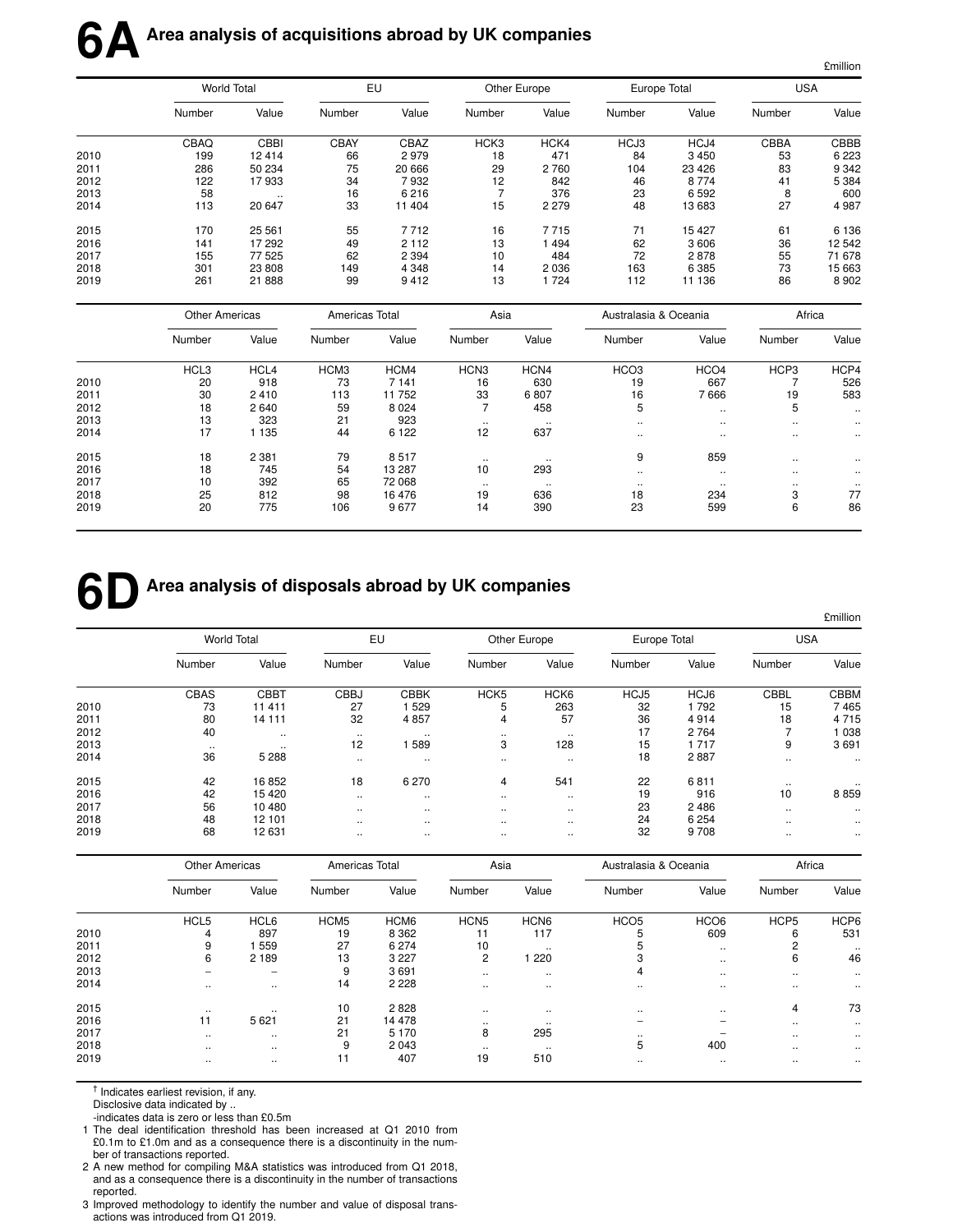# 6A Area analysis of acquisitions abroad by UK companies

£million

| | World Total | | EU | | Other Europe | | Europe Total | | USA | |
|---|---|---|---|---|---|---|---|---|---|---|
| | Number | Value | Number | Value | Number | Value | Number | Value | Number | Value |
| | CBAQ | CBBI | CBAY | CBAZ | HCK3 | HCK4 | HCJ3 | HCJ4 | CBBA | CBBB |
| 2010 | 199 | 12 414 | 66 | 2 979 | 18 | 471 | 84 | 3 450 | 53 | 6 223 |
| 2011 | 286 | 50 234 | 75 | 20 666 | 29 | 2 760 | 104 | 23 426 | 83 | 9 342 |
| 2012 | 122 | 17 933 | 34 | 7 932 | 12 | 842 | 46 | 8 774 | 41 | 5 384 |
| 2013 | 58 | .. | 16 | 6 216 | 7 | 376 | 23 | 6 592 | 8 | 600 |
| 2014 | 113 | 20 647 | 33 | 11 404 | 15 | 2 279 | 48 | 13 683 | 27 | 4 987 |
| 2015 | 170 | 25 561 | 55 | 7 712 | 16 | 7 715 | 71 | 15 427 | 61 | 6 136 |
| 2016 | 141 | 17 292 | 49 | 2 112 | 13 | 1 494 | 62 | 3 606 | 36 | 12 542 |
| 2017 | 155 | 77 525 | 62 | 2 394 | 10 | 484 | 72 | 2 878 | 55 | 71 678 |
| 2018 | 301 | 23 808 | 149 | 4 348 | 14 | 2 036 | 163 | 6 385 | 73 | 15 663 |
| 2019 | 261 | 21 888 | 99 | 9 412 | 13 | 1 724 | 112 | 11 136 | 86 | 8 902 |

| | Other Americas | | Americas Total | | Asia | | Australasia & Oceania | | Africa | |
|---|---|---|---|---|---|---|---|---|---|---|
| | Number | Value | Number | Value | Number | Value | Number | Value | Number | Value |
| | HCL3 | HCL4 | HCM3 | HCM4 | HCN3 | HCN4 | HCO3 | HCO4 | HCP3 | HCP4 |
| 2010 | 20 | 918 | 73 | 7 141 | 16 | 630 | 19 | 667 | 7 | 526 |
| 2011 | 30 | 2 410 | 113 | 11 752 | 33 | 6 807 | 16 | 7 666 | 19 | 583 |
| 2012 | 18 | 2 640 | 59 | 8 024 | 7 | 458 | 5 | .. | 5 | .. |
| 2013 | 13 | 323 | 21 | 923 | .. | .. | .. | .. | .. | .. |
| 2014 | 17 | 1 135 | 44 | 6 122 | 12 | 637 | .. | .. | .. | .. |
| 2015 | 18 | 2 381 | 79 | 8 517 | .. | .. | 9 | 859 | .. | .. |
| 2016 | 18 | 745 | 54 | 13 287 | 10 | 293 | .. | .. | .. | .. |
| 2017 | 10 | 392 | 65 | 72 068 | .. | .. | .. | .. | .. | .. |
| 2018 | 25 | 812 | 98 | 16 476 | 19 | 636 | 18 | 234 | 3 | 77 |
| 2019 | 20 | 775 | 106 | 9 677 | 14 | 390 | 23 | 599 | 6 | 86 |

# 6D Area analysis of disposals abroad by UK companies

£million

| | World Total | | EU | | Other Europe | | Europe Total | | USA | |
|---|---|---|---|---|---|---|---|---|---|---|
| | Number | Value | Number | Value | Number | Value | Number | Value | Number | Value |
| | CBAS | CBBT | CBBJ | CBBK | HCK5 | HCK6 | HCJ5 | HCJ6 | CBBL | CBBM |
| 2010 | 73 | 11 411 | 27 | 1 529 | 5 | 263 | 32 | 1 792 | 15 | 7 465 |
| 2011 | 80 | 14 111 | 32 | 4 857 | 4 | 57 | 36 | 4 914 | 18 | 4 715 |
| 2012 | 40 | .. | .. | .. | .. | .. | 17 | 2 764 | 7 | 1 038 |
| 2013 | .. | .. | 12 | 1 589 | 3 | 128 | 15 | 1 717 | 9 | 3 691 |
| 2014 | 36 | 5 288 | .. | .. | .. | .. | 18 | 2 887 | .. | .. |
| 2015 | 42 | 16 852 | 18 | 6 270 | 4 | 541 | 22 | 6 811 | .. | .. |
| 2016 | 42 | 15 420 | .. | .. | .. | .. | 19 | 916 | 10 | 8 859 |
| 2017 | 56 | 10 480 | .. | .. | .. | .. | 23 | 2 486 | .. | .. |
| 2018 | 48 | 12 101 | .. | .. | .. | .. | 24 | 6 254 | .. | .. |
| 2019 | 68 | 12 631 | .. | .. | .. | .. | 32 | 9 708 | .. | .. |

| | Other Americas | | Americas Total | | Asia | | Australasia & Oceania | | Africa | |
|---|---|---|---|---|---|---|---|---|---|---|
| | Number | Value | Number | Value | Number | Value | Number | Value | Number | Value |
| | HCL5 | HCL6 | HCM5 | HCM6 | HCN5 | HCN6 | HCO5 | HCO6 | HCP5 | HCP6 |
| 2010 | 4 | 897 | 19 | 8 362 | 11 | 117 | 5 | 609 | 6 | 531 |
| 2011 | 9 | 1 559 | 27 | 6 274 | 10 | .. | 5 | .. | 2 | .. |
| 2012 | 6 | 2 189 | 13 | 3 227 | 2 | 1 220 | 3 | .. | 6 | 46 |
| 2013 | – | – | 9 | 3 691 | .. | .. | 4 | .. | .. | .. |
| 2014 | .. | .. | 14 | 2 228 | .. | .. | .. | .. | .. | .. |
| 2015 | .. | .. | 10 | 2 828 | .. | .. | .. | .. | 4 | 73 |
| 2016 | 11 | 5 621 | 21 | 14 478 | .. | .. | – | – | .. | .. |
| 2017 | .. | .. | 21 | 5 170 | 8 | 295 | .. | – | .. | .. |
| 2018 | .. | .. | 9 | 2 043 | .. | .. | 5 | 400 | .. | .. |
| 2019 | .. | .. | 11 | 407 | 19 | 510 | .. | .. | .. | .. |

† Indicates earliest revision, if any.
Disclosive data indicated by ..
-indicates data is zero or less than £0.5m

1 The deal identification threshold has been increased at Q1 2010 from £0.1m to £1.0m and as a consequence there is a discontinuity in the number of transactions reported.
2 A new method for compiling M&A statistics was introduced from Q1 2018, and as a consequence there is a discontinuity in the number of transactions reported.
3 Improved methodology to identify the number and value of disposal transactions was introduced from Q1 2019.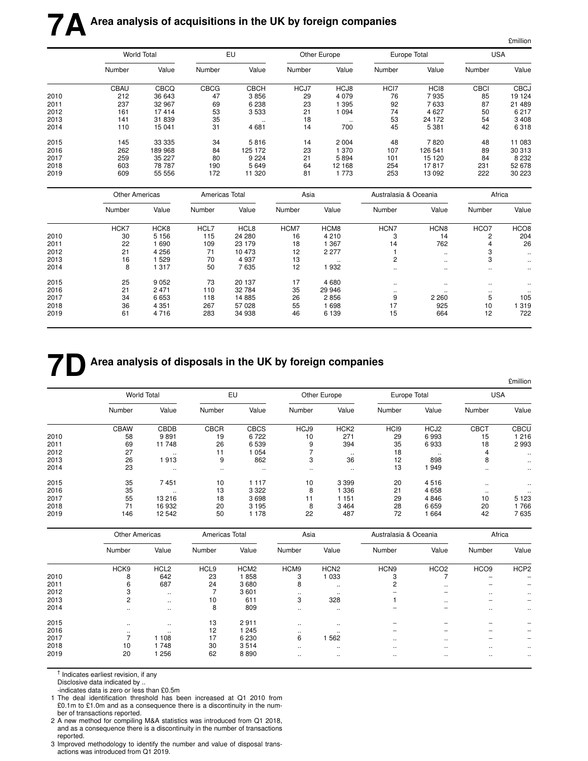# 7A Area analysis of acquisitions in the UK by foreign companies

£million

| | World Total | | EU | | Other Europe | | Europe Total | | USA | |
|---|---|---|---|---|---|---|---|---|---|---|
| | Number | Value | Number | Value | Number | Value | Number | Value | Number | Value |
| | CBAU | CBCQ | CBCG | CBCH | HCJ7 | HCJ8 | HCI7 | HCI8 | CBCI | CBCJ |
| 2010 | 212 | 36 643 | 47 | 3 856 | 29 | 4 079 | 76 | 7 935 | 85 | 19 124 |
| 2011 | 237 | 32 967 | 69 | 6 238 | 23 | 1 395 | 92 | 7 633 | 87 | 21 489 |
| 2012 | 161 | 17 414 | 53 | 3 533 | 21 | 1 094 | 74 | 4 627 | 50 | 6 217 |
| 2013 | 141 | 31 839 | 35 | .. | 18 | .. | 53 | 24 172 | 54 | 3 408 |
| 2014 | 110 | 15 041 | 31 | 4 681 | 14 | 700 | 45 | 5 381 | 42 | 6 318 |
| 2015 | 145 | 33 335 | 34 | 5 816 | 14 | 2 004 | 48 | 7 820 | 48 | 11 083 |
| 2016 | 262 | 189 968 | 84 | 125 172 | 23 | 1 370 | 107 | 126 541 | 89 | 30 313 |
| 2017 | 259 | 35 227 | 80 | 9 224 | 21 | 5 894 | 101 | 15 120 | 84 | 8 232 |
| 2018 | 603 | 78 787 | 190 | 5 649 | 64 | 12 168 | 254 | 17 817 | 231 | 52 678 |
| 2019 | 609 | 55 556 | 172 | 11 320 | 81 | 1 773 | 253 | 13 092 | 222 | 30 223 |

| | Other Americas | | Americas Total | | Asia | | Australasia & Oceania | | Africa | |
|---|---|---|---|---|---|---|---|---|---|---|
| | Number | Value | Number | Value | Number | Value | Number | Value | Number | Value |
| | HCK7 | HCK8 | HCL7 | HCL8 | HCM7 | HCM8 | HCN7 | HCN8 | HCO7 | HCO8 |
| 2010 | 30 | 5 156 | 115 | 24 280 | 16 | 4 210 | 3 | 14 | 2 | 204 |
| 2011 | 22 | 1 690 | 109 | 23 179 | 18 | 1 367 | 14 | 762 | 4 | 26 |
| 2012 | 21 | 4 256 | 71 | 10 473 | 12 | 2 277 | 1 | .. | 3 | .. |
| 2013 | 16 | 1 529 | 70 | 4 937 | 13 | .. | 2 | .. | 3 | .. |
| 2014 | 8 | 1 317 | 50 | 7 635 | 12 | 1 932 | .. | .. | .. | .. |
| 2015 | 25 | 9 052 | 73 | 20 137 | 17 | 4 680 | .. | .. | .. | .. |
| 2016 | 21 | 2 471 | 110 | 32 784 | 35 | 29 946 | .. | .. | .. | .. |
| 2017 | 34 | 6 653 | 118 | 14 885 | 26 | 2 856 | 9 | 2 260 | 5 | 105 |
| 2018 | 36 | 4 351 | 267 | 57 028 | 55 | 1 698 | 17 | 925 | 10 | 1 319 |
| 2019 | 61 | 4 716 | 283 | 34 938 | 46 | 6 139 | 15 | 664 | 12 | 722 |

# 7D Area analysis of disposals in the UK by foreign companies

£million

| | World Total | | EU | | Other Europe | | Europe Total | | USA | |
|---|---|---|---|---|---|---|---|---|---|---|
| | Number | Value | Number | Value | Number | Value | Number | Value | Number | Value |
| | CBAW | CBDB | CBCR | CBCS | HCJ9 | HCK2 | HCI9 | HCJ2 | CBCT | CBCU |
| 2010 | 58 | 9 891 | 19 | 6 722 | 10 | 271 | 29 | 6 993 | 15 | 1 216 |
| 2011 | 69 | 11 748 | 26 | 6 539 | 9 | 394 | 35 | 6 933 | 18 | 2 993 |
| 2012 | 27 | .. | 11 | 1 054 | 7 | .. | 18 | .. | 4 | .. |
| 2013 | 26 | 1 913 | 9 | 862 | 3 | 36 | 12 | 898 | 8 | .. |
| 2014 | 23 | .. | .. | .. | .. | .. | 13 | 1 949 | .. | .. |
| 2015 | 35 | 7 451 | 10 | 1 117 | 10 | 3 399 | 20 | 4 516 | .. | .. |
| 2016 | 35 | .. | 13 | 3 322 | 8 | 1 336 | 21 | 4 658 | .. | .. |
| 2017 | 55 | 13 216 | 18 | 3 698 | 11 | 1 151 | 29 | 4 846 | 10 | 5 123 |
| 2018 | 71 | 16 932 | 20 | 3 195 | 8 | 3 464 | 28 | 6 659 | 20 | 1 766 |
| 2019 | 146 | 12 542 | 50 | 1 178 | 22 | 487 | 72 | 1 664 | 42 | 7 635 |

| | Other Americas | | Americas Total | | Asia | | Australasia & Oceania | | Africa | |
|---|---|---|---|---|---|---|---|---|---|---|
| | Number | Value | Number | Value | Number | Value | Number | Value | Number | Value |
| | HCK9 | HCL2 | HCL9 | HCM2 | HCM9 | HCN2 | HCN9 | HCO2 | HCO9 | HCP2 |
| 2010 | 8 | 642 | 23 | 1 858 | 3 | 1 033 | 3 | 7 | – | – |
| 2011 | 6 | 687 | 24 | 3 680 | 8 | .. | 2 | .. | – | – |
| 2012 | 3 | .. | 7 | 3 601 | .. | .. | – | – | .. | .. |
| 2013 | 2 | .. | 10 | 611 | 3 | 328 | 1 | .. | – | – |
| 2014 | .. | .. | 8 | 809 | .. | .. | – | – | .. | .. |
| 2015 | .. | .. | 13 | 2 911 | .. | .. | – | – | – | – |
| 2016 | .. | .. | 12 | 1 245 | .. | .. | – | – | – | – |
| 2017 | 7 | 1 108 | 17 | 6 230 | 6 | 1 562 | .. | .. | – | – |
| 2018 | 10 | 1 748 | 30 | 3 514 | .. | .. | .. | .. | .. | .. |
| 2019 | 20 | 1 256 | 62 | 8 890 | .. | .. | .. | .. | .. | .. |

† Indicates earliest revision, if any
Disclosive data indicated by ..
-indicates data is zero or less than £0.5m

1 The deal identification threshold has been increased at Q1 2010 from £0.1m to £1.0m and as a consequence there is a discontinuity in the number of transactions reported.
2 A new method for compiling M&A statistics was introduced from Q1 2018, and as a consequence there is a discontinuity in the number of transactions reported.
3 Improved methodology to identify the number and value of disposal transactions was introduced from Q1 2019.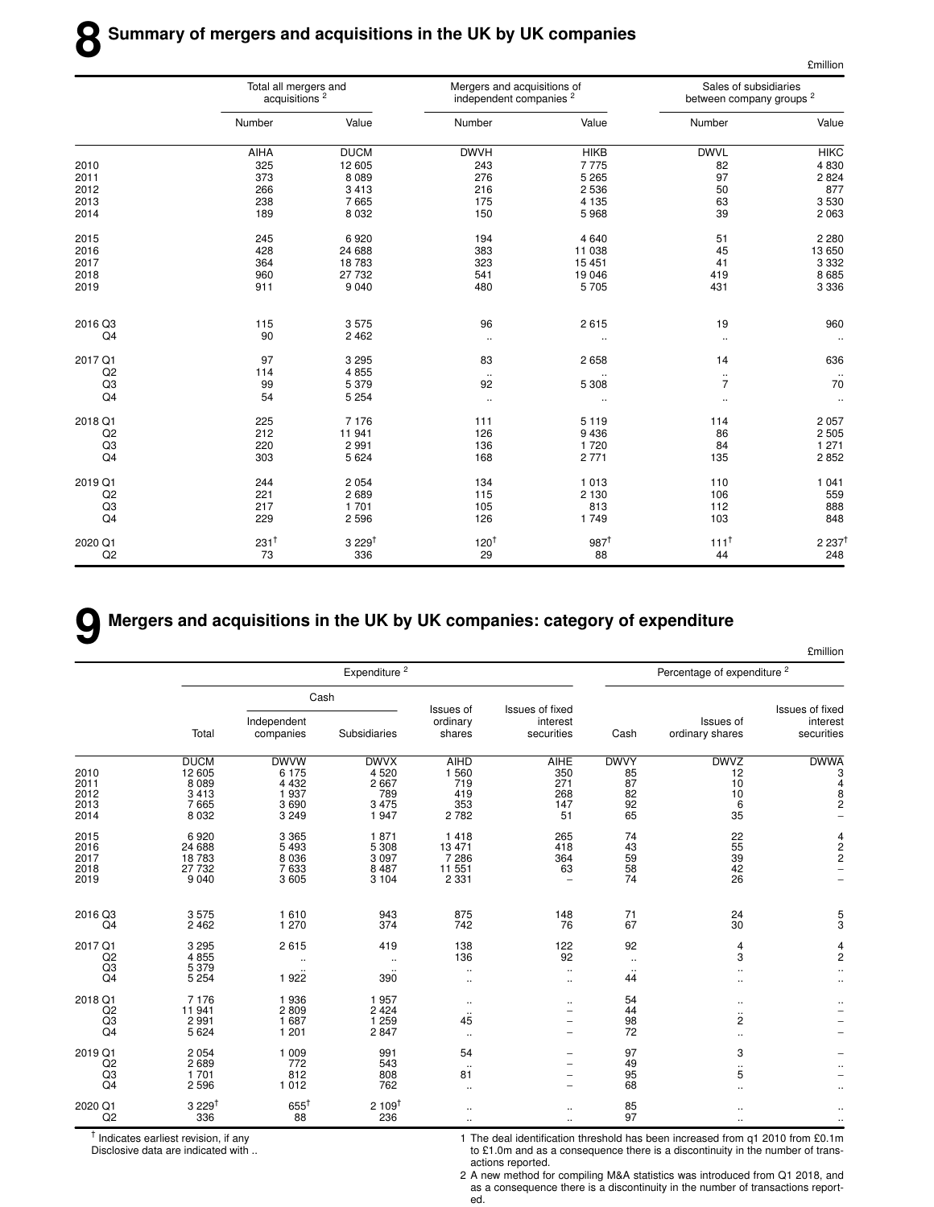# 8 Summary of mergers and acquisitions in the UK by UK companies

£million

| | Total all mergers and acquisitions [2] | | Mergers and acquisitions of independent companies [2] | | Sales of subsidiaries between company groups [2] | |
|---|---|---|---|---|---|---|
| | Number | Value | Number | Value | Number | Value |
| | AIHA | DUCM | DWVH | HIKB | DWVL | HIKC |
| 2010 | 325 | 12 605 | 243 | 7 775 | 82 | 4 830 |
| 2011 | 373 | 8 089 | 276 | 5 265 | 97 | 2 824 |
| 2012 | 266 | 3 413 | 216 | 2 536 | 50 | 877 |
| 2013 | 238 | 7 665 | 175 | 4 135 | 63 | 3 530 |
| 2014 | 189 | 8 032 | 150 | 5 968 | 39 | 2 063 |
| 2015 | 245 | 6 920 | 194 | 4 640 | 51 | 2 280 |
| 2016 | 428 | 24 688 | 383 | 11 038 | 45 | 13 650 |
| 2017 | 364 | 18 783 | 323 | 15 451 | 41 | 3 332 |
| 2018 | 960 | 27 732 | 541 | 19 046 | 419 | 8 685 |
| 2019 | 911 | 9 040 | 480 | 5 705 | 431 | 3 336 |
| 2016 Q3 | 115 | 3 575 | 96 | 2 615 | 19 | 960 |
| Q4 | 90 | 2 462 | .. | .. | .. | .. |
| 2017 Q1 | 97 | 3 295 | 83 | 2 658 | 14 | 636 |
| Q2 | 114 | 4 855 | .. | .. | .. | .. |
| Q3 | 99 | 5 379 | 92 | 5 308 | 7 | 70 |
| Q4 | 54 | 5 254 | .. | .. | .. | .. |
| 2018 Q1 | 225 | 7 176 | 111 | 5 119 | 114 | 2 057 |
| Q2 | 212 | 11 941 | 126 | 9 436 | 86 | 2 505 |
| Q3 | 220 | 2 991 | 136 | 1 720 | 84 | 1 271 |
| Q4 | 303 | 5 624 | 168 | 2 771 | 135 | 2 852 |
| 2019 Q1 | 244 | 2 054 | 134 | 1 013 | 110 | 1 041 |
| Q2 | 221 | 2 689 | 115 | 2 130 | 106 | 559 |
| Q3 | 217 | 1 701 | 105 | 813 | 112 | 888 |
| Q4 | 229 | 2 596 | 126 | 1 749 | 103 | 848 |
| 2020 Q1 | 231† | 3 229† | 120† | 987† | 111† | 2 237† |
| Q2 | 73 | 336 | 29 | 88 | 44 | 248 |

# 9 Mergers and acquisitions in the UK by UK companies: category of expenditure

£million

| | Expenditure [2] | | | | | Percentage of expenditure [2] | | |
|---|---|---|---|---|---|---|---|---|
| | | Cash | | | | | | |
| | Total | Independent companies | Subsidiaries | Issues of ordinary shares | Issues of fixed interest securities | Cash | Issues of ordinary shares | Issues of fixed interest securities |
| | DUCM | DWVW | DWVX | AIHD | AIHE | DWVY | DWVZ | DWWA |
| 2010 | 12 605 | 6 175 | 4 520 | 1 560 | 350 | 85 | 12 | 3 |
| 2011 | 8 089 | 4 432 | 2 667 | 719 | 271 | 87 | 10 | 4 |
| 2012 | 3 413 | 1 937 | 789 | 419 | 268 | 82 | 10 | 8 |
| 2013 | 7 665 | 3 690 | 3 475 | 353 | 147 | 92 | 6 | 2 |
| 2014 | 8 032 | 3 249 | 1 947 | 2 782 | 51 | 65 | 35 | – |
| 2015 | 6 920 | 3 365 | 1 871 | 1 418 | 265 | 74 | 22 | 4 |
| 2016 | 24 688 | 5 493 | 5 308 | 13 471 | 418 | 43 | 55 | 2 |
| 2017 | 18 783 | 8 036 | 3 097 | 7 286 | 364 | 59 | 39 | 2 |
| 2018 | 27 732 | 7 633 | 8 487 | 11 551 | 63 | 58 | 42 | – |
| 2019 | 9 040 | 3 605 | 3 104 | 2 331 | – | 74 | 26 | – |
| 2016 Q3 | 3 575 | 1 610 | 943 | 875 | 148 | 71 | 24 | 5 |
| Q4 | 2 462 | 1 270 | 374 | 742 | 76 | 67 | 30 | 3 |
| 2017 Q1 | 3 295 | 2 615 | 419 | 138 | 122 | 92 | 4 | 4 |
| Q2 | 4 855 | .. | .. | 136 | 92 | .. | 3 | 2 |
| Q3 | 5 379 | .. | .. | .. | .. | .. | .. | .. |
| Q4 | 5 254 | 1 922 | 390 | .. | .. | 44 | .. | .. |
| 2018 Q1 | 7 176 | 1 936 | 1 957 | .. | .. | 54 | .. | .. |
| Q2 | 11 941 | 2 809 | 2 424 | .. | – | 44 | .. | – |
| Q3 | 2 991 | 1 687 | 1 259 | 45 | – | 98 | 2 | – |
| Q4 | 5 624 | 1 201 | 2 847 | .. | – | 72 | .. | – |
| 2019 Q1 | 2 054 | 1 009 | 991 | 54 | – | 97 | 3 | – |
| Q2 | 2 689 | 772 | 543 | .. | – | 49 | .. | .. |
| Q3 | 1 701 | 812 | 808 | 81 | – | 95 | 5 | – |
| Q4 | 2 596 | 1 012 | 762 | .. | – | 68 | .. | .. |
| 2020 Q1 | 3 229† | 655† | 2 109† | .. | .. | 85 | .. | .. |
| Q2 | 336 | 88 | 236 | .. | .. | 97 | .. | .. |

† Indicates earliest revision, if any
Disclosive data are indicated with ..

1 The deal identification threshold has been increased from q1 2010 from £0.1m to £1.0m and as a consequence there is a discontinuity in the number of transactions reported.

2 A new method for compiling M&A statistics was introduced from Q1 2018, and as a consequence there is a discontinuity in the number of transactions reported.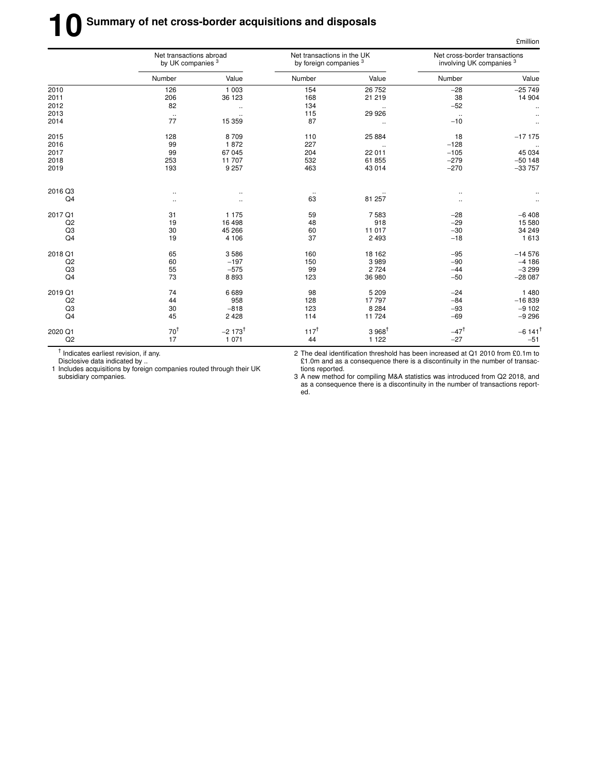# 10 Summary of net cross-border acquisitions and disposals

£million

| | Net transactions abroad by UK companies [3] | | Net transactions in the UK by foreign companies [3] | | Net cross-border transactions involving UK companies [3] | |
|---|---|---|---|---|---|---|
| | Number | Value | Number | Value | Number | Value |
| 2010 | 126 | 1 003 | 154 | 26 752 | −28 | −25 749 |
| 2011 | 206 | 36 123 | 168 | 21 219 | 38 | 14 904 |
| 2012 | 82 | .. | 134 | .. | −52 | .. |
| 2013 | .. | .. | 115 | 29 926 | .. | .. |
| 2014 | 77 | 15 359 | 87 | .. | −10 | .. |
| 2015 | 128 | 8 709 | 110 | 25 884 | 18 | −17 175 |
| 2016 | 99 | 1 872 | 227 | .. | −128 | .. |
| 2017 | 99 | 67 045 | 204 | 22 011 | −105 | 45 034 |
| 2018 | 253 | 11 707 | 532 | 61 855 | −279 | −50 148 |
| 2019 | 193 | 9 257 | 463 | 43 014 | −270 | −33 757 |
| 2016 Q3 | .. | .. | .. | .. | .. | .. |
| Q4 | .. | .. | 63 | 81 257 | .. | .. |
| 2017 Q1 | 31 | 1 175 | 59 | 7 583 | −28 | −6 408 |
| Q2 | 19 | 16 498 | 48 | 918 | −29 | 15 580 |
| Q3 | 30 | 45 266 | 60 | 11 017 | −30 | 34 249 |
| Q4 | 19 | 4 106 | 37 | 2 493 | −18 | 1 613 |
| 2018 Q1 | 65 | 3 586 | 160 | 18 162 | −95 | −14 576 |
| Q2 | 60 | −197 | 150 | 3 989 | −90 | −4 186 |
| Q3 | 55 | −575 | 99 | 2 724 | −44 | −3 299 |
| Q4 | 73 | 8 893 | 123 | 36 980 | −50 | −28 087 |
| 2019 Q1 | 74 | 6 689 | 98 | 5 209 | −24 | 1 480 |
| Q2 | 44 | 958 | 128 | 17 797 | −84 | −16 839 |
| Q3 | 30 | −818 | 123 | 8 284 | −93 | −9 102 |
| Q4 | 45 | 2 428 | 114 | 11 724 | −69 | −9 296 |
| 2020 Q1 | 70† | −2 173† | 117† | 3 968† | −47† | −6 141† |
| Q2 | 17 | 1 071 | 44 | 1 122 | −27 | −51 |

† Indicates earliest revision, if any.
Disclosive data indicated by ..

1 Includes acquisitions by foreign companies routed through their UK subsidiary companies.

2 The deal identification threshold has been increased at Q1 2010 from £0.1m to £1.0m and as a consequence there is a discontinuity in the number of transactions reported.

3 A new method for compiling M&A statistics was introduced from Q2 2018, and as a consequence there is a discontinuity in the number of transactions reported.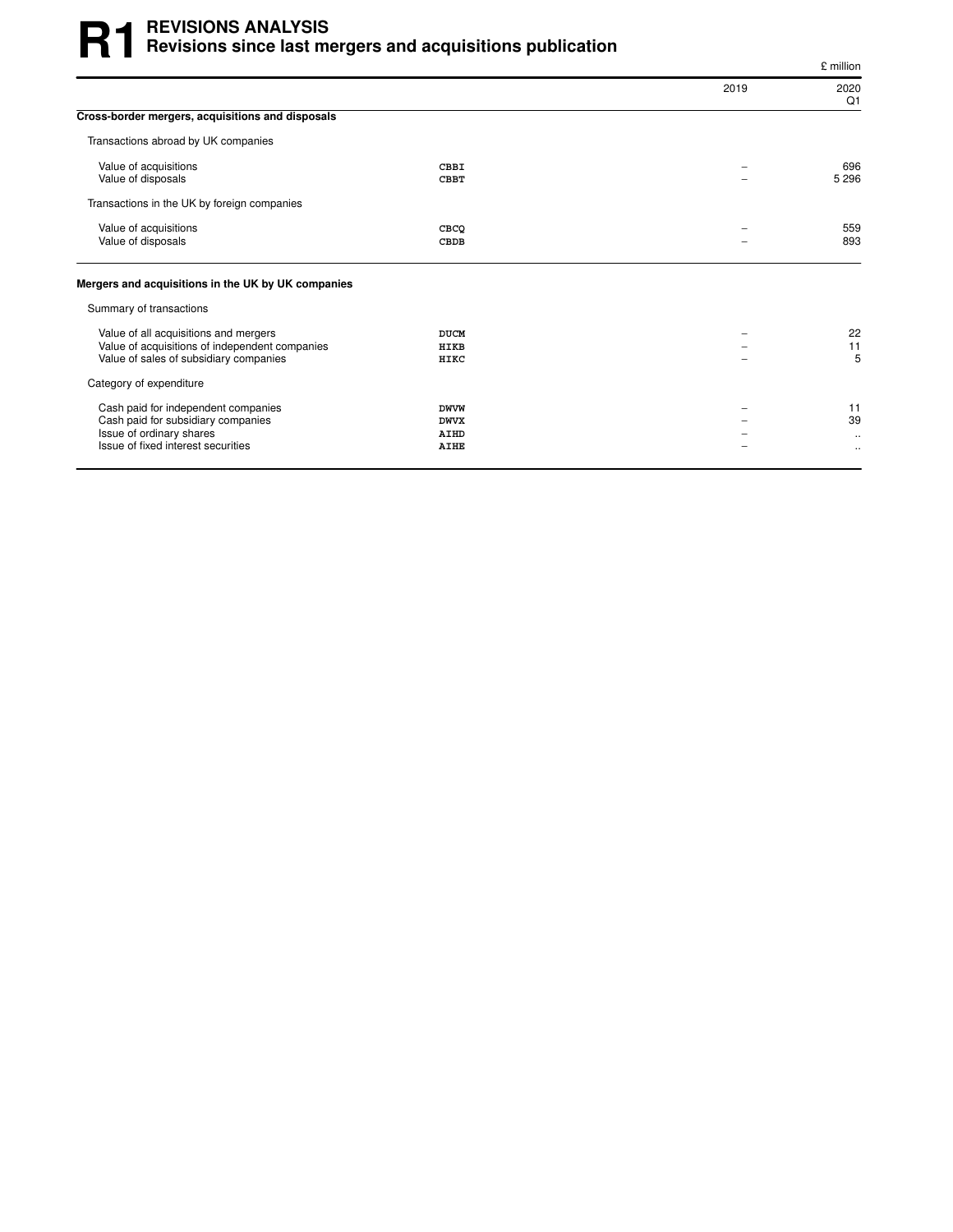# R1 REVISIONS ANALYSIS
## Revisions since last mergers and acquisitions publication

£ million

| | | 2019 | 2020 Q1 |
|---|---|---|---|
| **Cross-border mergers, acquisitions and disposals** | | | |
| Transactions abroad by UK companies | | | |
| Value of acquisitions | CBBI | – | 696 |
| Value of disposals | CBBT | – | 5 296 |
| Transactions in the UK by foreign companies | | | |
| Value of acquisitions | CBCQ | – | 559 |
| Value of disposals | CBDB | – | 893 |
| **Mergers and acquisitions in the UK by UK companies** | | | |
| Summary of transactions | | | |
| Value of all acquisitions and mergers | DUCM | – | 22 |
| Value of acquisitions of independent companies | HIKB | – | 11 |
| Value of sales of subsidiary companies | HIKC | – | 5 |
| Category of expenditure | | | |
| Cash paid for independent companies | DWVW | – | 11 |
| Cash paid for subsidiary companies | DWVX | – | 39 |
| Issue of ordinary shares | AIHD | – | .. |
| Issue of fixed interest securities | AIHE | – | .. |